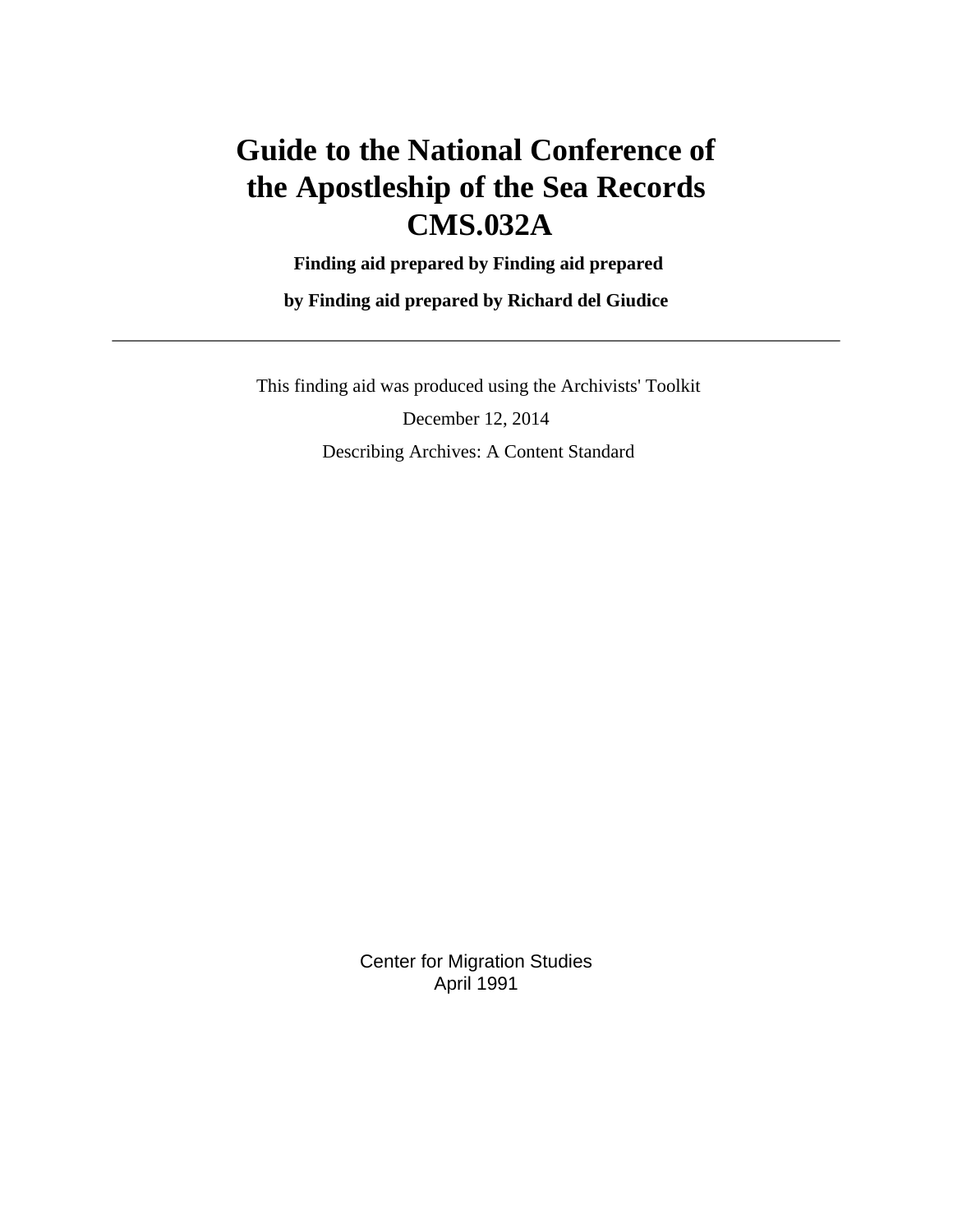# Guide to the National Conference of the Apostleship of the Sea Records CMS.032A

**Finding aid prepared by Finding aid prepared**

**by Finding aid prepared by Richard del Giudice**

---

This finding aid was produced using the Archivists' Toolkit

December 12, 2014

Describing Archives: A Content Standard

Center for Migration Studies
April 1991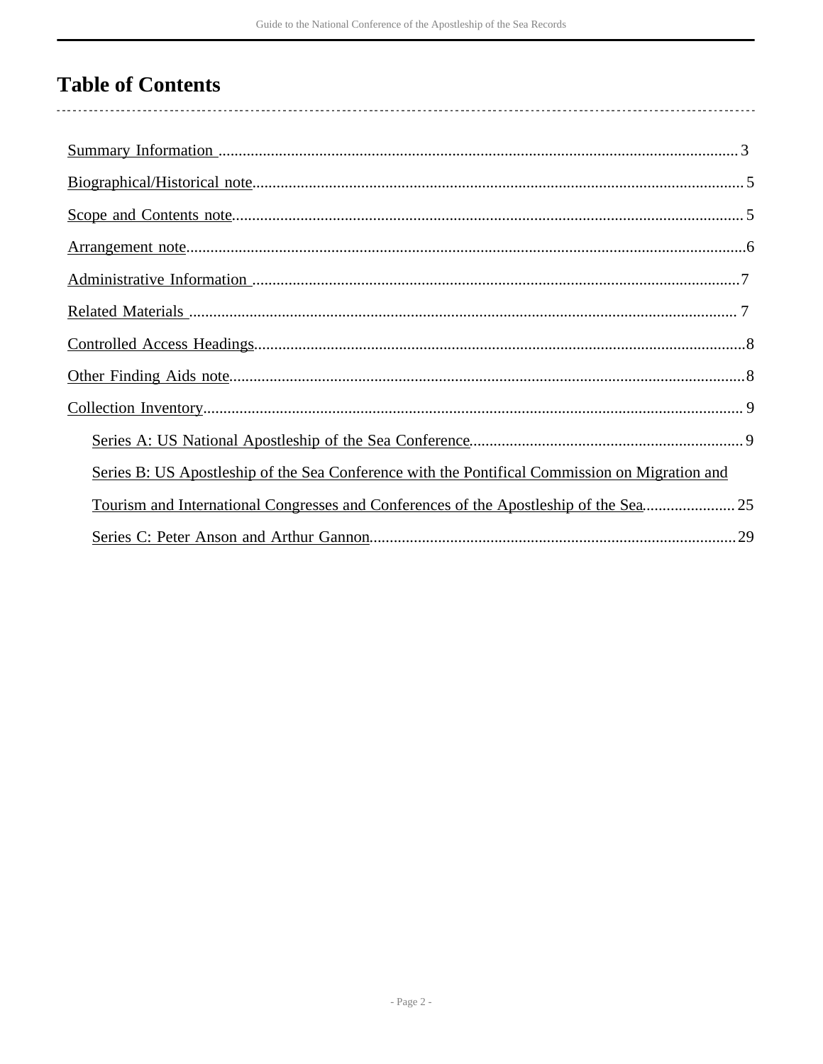# Table of Contents

- Summary Information ... 3
- Biographical/Historical note ... 5
- Scope and Contents note ... 5
- Arrangement note ... 6
- Administrative Information ... 7
- Related Materials ... 7
- Controlled Access Headings ... 8
- Other Finding Aids note ... 8
- Collection Inventory ... 9
    - Series A: US National Apostleship of the Sea Conference ... 9
    - Series B: US Apostleship of the Sea Conference with the Pontifical Commission on Migration and Tourism and International Congresses and Conferences of the Apostleship of the Sea ... 25
    - Series C: Peter Anson and Arthur Gannon ... 29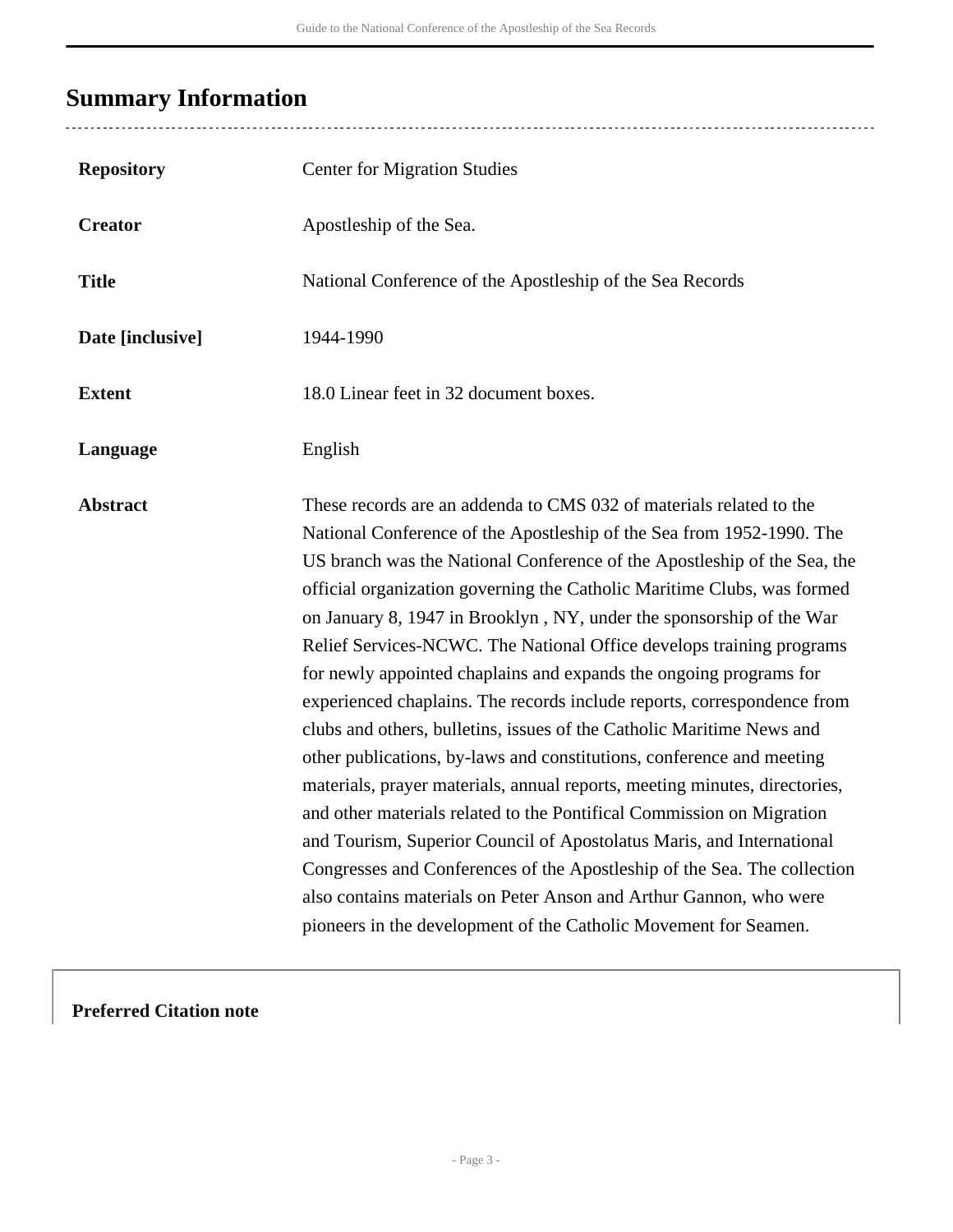## Summary Information

| | |
|---|---|
| **Repository** | Center for Migration Studies |
| **Creator** | Apostleship of the Sea. |
| **Title** | National Conference of the Apostleship of the Sea Records |
| **Date [inclusive]** | 1944-1990 |
| **Extent** | 18.0 Linear feet in 32 document boxes. |
| **Language** | English |
| **Abstract** | These records are an addenda to CMS 032 of materials related to the National Conference of the Apostleship of the Sea from 1952-1990. The US branch was the National Conference of the Apostleship of the Sea, the official organization governing the Catholic Maritime Clubs, was formed on January 8, 1947 in Brooklyn , NY, under the sponsorship of the War Relief Services-NCWC. The National Office develops training programs for newly appointed chaplains and expands the ongoing programs for experienced chaplains. The records include reports, correspondence from clubs and others, bulletins, issues of the Catholic Maritime News and other publications, by-laws and constitutions, conference and meeting materials, prayer materials, annual reports, meeting minutes, directories, and other materials related to the Pontifical Commission on Migration and Tourism, Superior Council of Apostolatus Maris, and International Congresses and Conferences of the Apostleship of the Sea. The collection also contains materials on Peter Anson and Arthur Gannon, who were pioneers in the development of the Catholic Movement for Seamen. |

**Preferred Citation note**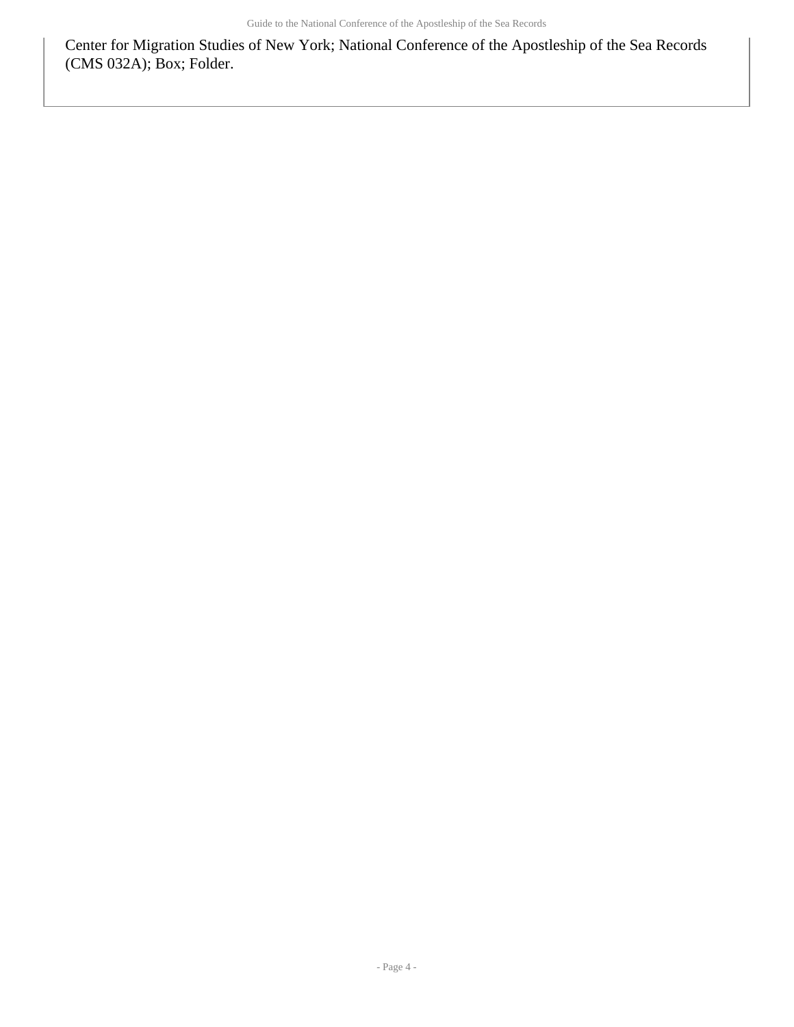Center for Migration Studies of New York; National Conference of the Apostleship of the Sea Records (CMS 032A); Box; Folder.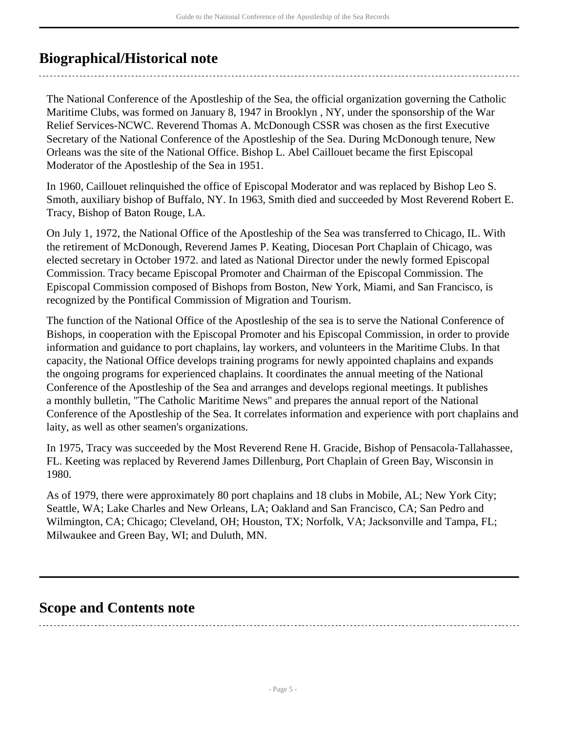## Biographical/Historical note

The National Conference of the Apostleship of the Sea, the official organization governing the Catholic Maritime Clubs, was formed on January 8, 1947 in Brooklyn , NY, under the sponsorship of the War Relief Services-NCWC. Reverend Thomas A. McDonough CSSR was chosen as the first Executive Secretary of the National Conference of the Apostleship of the Sea. During McDonough tenure, New Orleans was the site of the National Office. Bishop L. Abel Caillouet became the first Episcopal Moderator of the Apostleship of the Sea in 1951.

In 1960, Caillouet relinquished the office of Episcopal Moderator and was replaced by Bishop Leo S. Smoth, auxiliary bishop of Buffalo, NY. In 1963, Smith died and succeeded by Most Reverend Robert E. Tracy, Bishop of Baton Rouge, LA.

On July 1, 1972, the National Office of the Apostleship of the Sea was transferred to Chicago, IL. With the retirement of McDonough, Reverend James P. Keating, Diocesan Port Chaplain of Chicago, was elected secretary in October 1972. and lated as National Director under the newly formed Episcopal Commission. Tracy became Episcopal Promoter and Chairman of the Episcopal Commission. The Episcopal Commission composed of Bishops from Boston, New York, Miami, and San Francisco, is recognized by the Pontifical Commission of Migration and Tourism.

The function of the National Office of the Apostleship of the sea is to serve the National Conference of Bishops, in cooperation with the Episcopal Promoter and his Episcopal Commission, in order to provide information and guidance to port chaplains, lay workers, and volunteers in the Maritime Clubs. In that capacity, the National Office develops training programs for newly appointed chaplains and expands the ongoing programs for experienced chaplains. It coordinates the annual meeting of the National Conference of the Apostleship of the Sea and arranges and develops regional meetings. It publishes a monthly bulletin, "The Catholic Maritime News" and prepares the annual report of the National Conference of the Apostleship of the Sea. It correlates information and experience with port chaplains and laity, as well as other seamen's organizations.

In 1975, Tracy was succeeded by the Most Reverend Rene H. Gracide, Bishop of Pensacola-Tallahassee, FL. Keeting was replaced by Reverend James Dillenburg, Port Chaplain of Green Bay, Wisconsin in 1980.

As of 1979, there were approximately 80 port chaplains and 18 clubs in Mobile, AL; New York City; Seattle, WA; Lake Charles and New Orleans, LA; Oakland and San Francisco, CA; San Pedro and Wilmington, CA; Chicago; Cleveland, OH; Houston, TX; Norfolk, VA; Jacksonville and Tampa, FL; Milwaukee and Green Bay, WI; and Duluth, MN.

## Scope and Contents note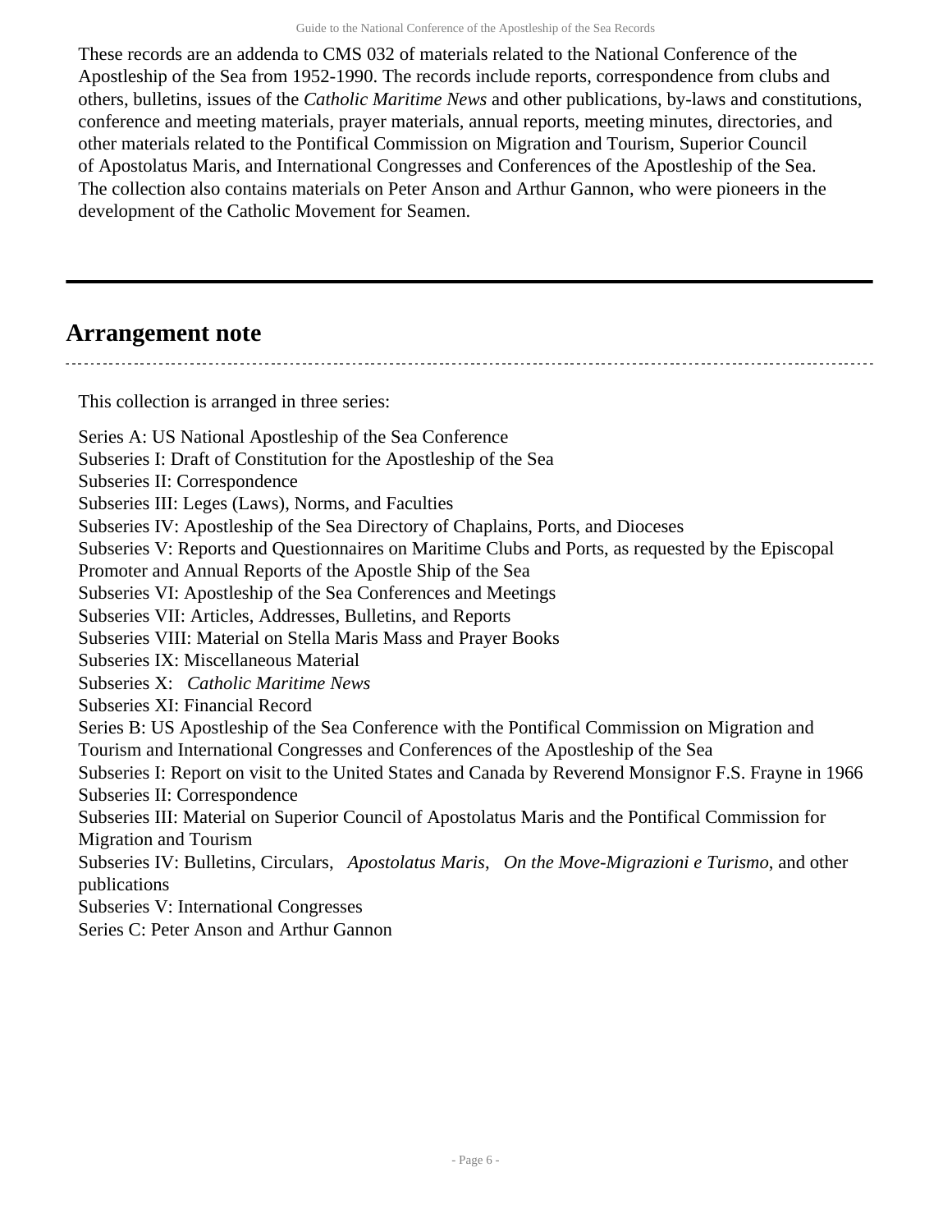These records are an addenda to CMS 032 of materials related to the National Conference of the Apostleship of the Sea from 1952-1990. The records include reports, correspondence from clubs and others, bulletins, issues of the *Catholic Maritime News* and other publications, by-laws and constitutions, conference and meeting materials, prayer materials, annual reports, meeting minutes, directories, and other materials related to the Pontifical Commission on Migration and Tourism, Superior Council of Apostolatus Maris, and International Congresses and Conferences of the Apostleship of the Sea. The collection also contains materials on Peter Anson and Arthur Gannon, who were pioneers in the development of the Catholic Movement for Seamen.

## Arrangement note

This collection is arranged in three series:

Series A: US National Apostleship of the Sea Conference
Subseries I: Draft of Constitution for the Apostleship of the Sea
Subseries II: Correspondence
Subseries III: Leges (Laws), Norms, and Faculties
Subseries IV: Apostleship of the Sea Directory of Chaplains, Ports, and Dioceses
Subseries V: Reports and Questionnaires on Maritime Clubs and Ports, as requested by the Episcopal Promoter and Annual Reports of the Apostle Ship of the Sea
Subseries VI: Apostleship of the Sea Conferences and Meetings
Subseries VII: Articles, Addresses, Bulletins, and Reports
Subseries VIII: Material on Stella Maris Mass and Prayer Books
Subseries IX: Miscellaneous Material
Subseries X: *Catholic Maritime News*
Subseries XI: Financial Record
Series B: US Apostleship of the Sea Conference with the Pontifical Commission on Migration and Tourism and International Congresses and Conferences of the Apostleship of the Sea
Subseries I: Report on visit to the United States and Canada by Reverend Monsignor F.S. Frayne in 1966
Subseries II: Correspondence
Subseries III: Material on Superior Council of Apostolatus Maris and the Pontifical Commission for Migration and Tourism
Subseries IV: Bulletins, Circulars, *Apostolatus Maris*, *On the Move-Migrazioni e Turismo*, and other publications
Subseries V: International Congresses
Series C: Peter Anson and Arthur Gannon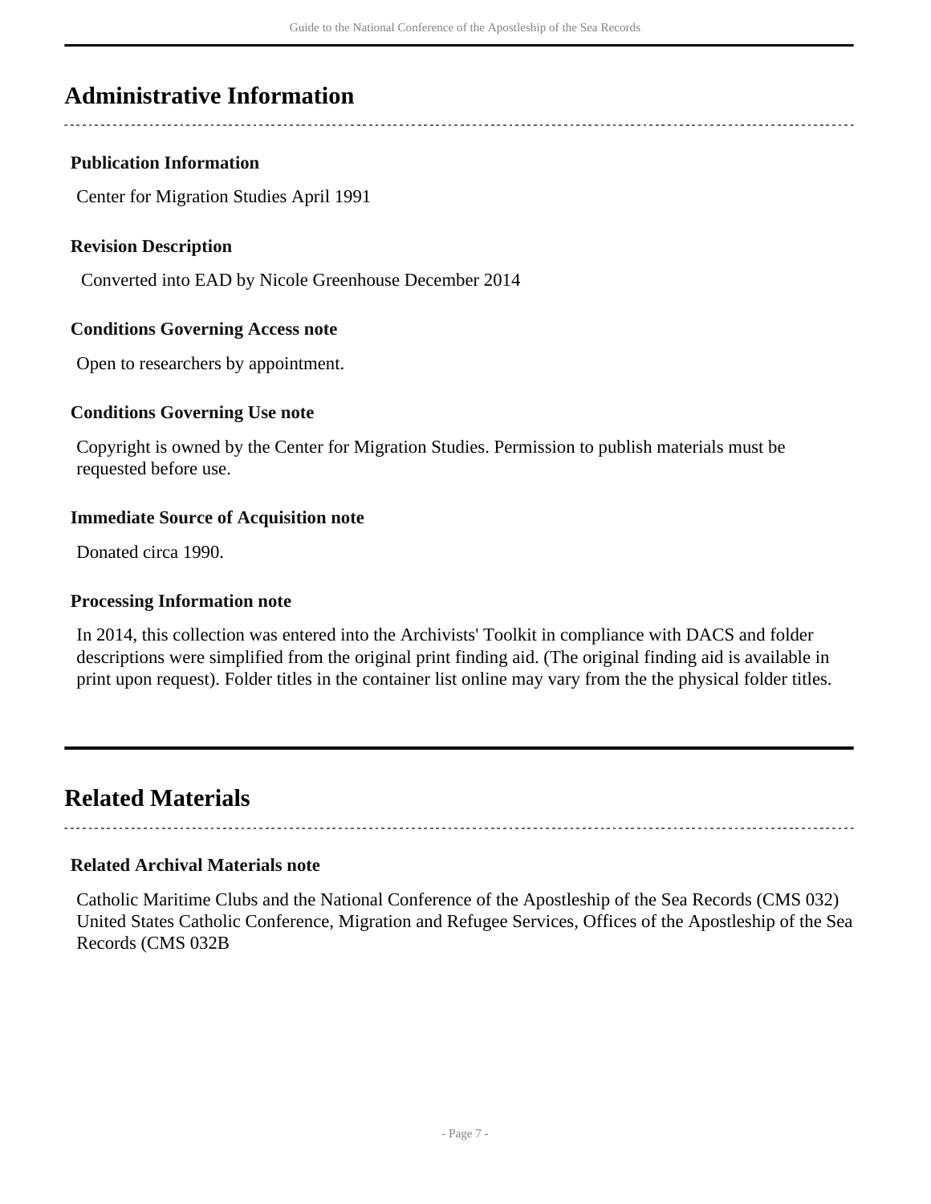## Administrative Information

### Publication Information

Center for Migration Studies April 1991

### Revision Description

Converted into EAD by Nicole Greenhouse December 2014

### Conditions Governing Access note

Open to researchers by appointment.

### Conditions Governing Use note

Copyright is owned by the Center for Migration Studies. Permission to publish materials must be requested before use.

### Immediate Source of Acquisition note

Donated circa 1990.

### Processing Information note

In 2014, this collection was entered into the Archivists' Toolkit in compliance with DACS and folder descriptions were simplified from the original print finding aid. (The original finding aid is available in print upon request). Folder titles in the container list online may vary from the the physical folder titles.

## Related Materials

### Related Archival Materials note

Catholic Maritime Clubs and the National Conference of the Apostleship of the Sea Records (CMS 032) United States Catholic Conference, Migration and Refugee Services, Offices of the Apostleship of the Sea Records (CMS 032B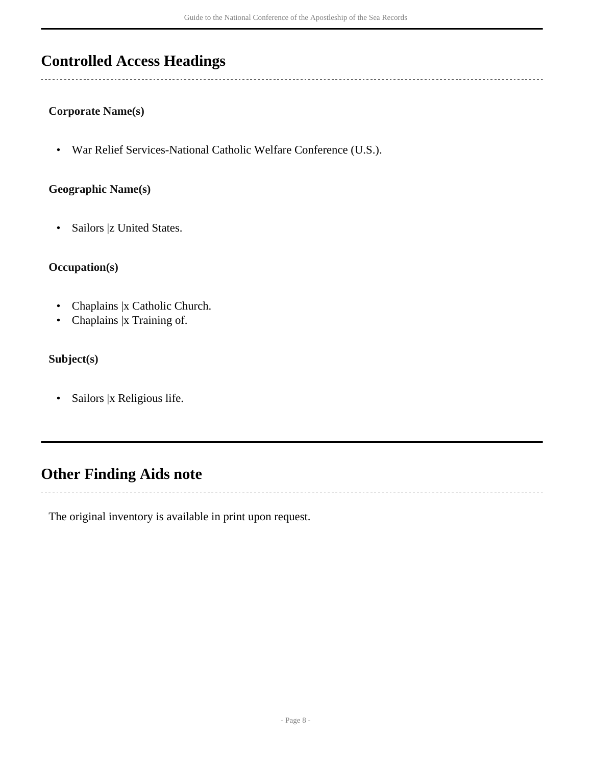## Controlled Access Headings

### Corporate Name(s)

- War Relief Services-National Catholic Welfare Conference (U.S.).

### Geographic Name(s)

- Sailors |z United States.

### Occupation(s)

- Chaplains |x Catholic Church.
- Chaplains |x Training of.

### Subject(s)

- Sailors |x Religious life.

## Other Finding Aids note

The original inventory is available in print upon request.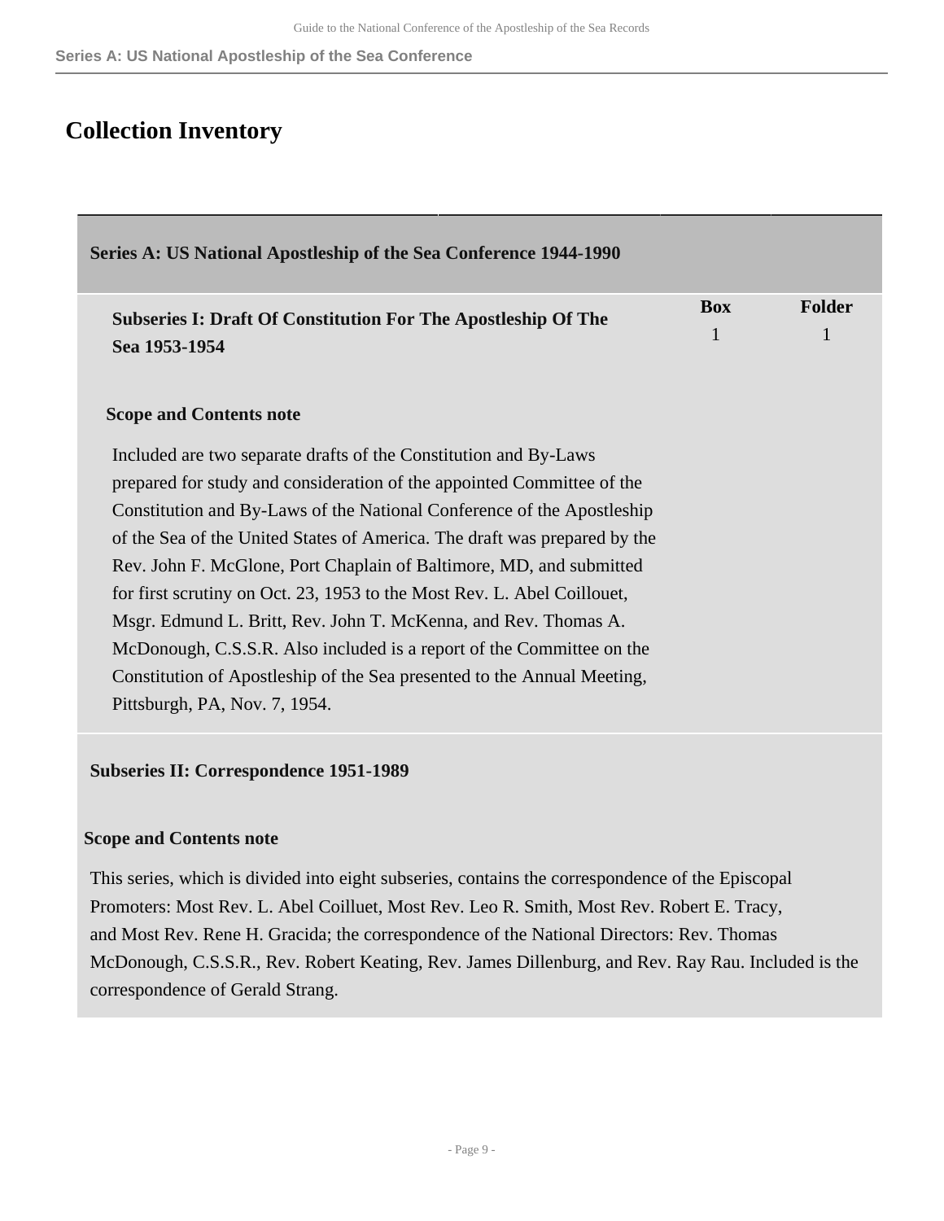## Collection Inventory

### Series A: US National Apostleship of the Sea Conference 1944-1990

| Subseries I: Draft Of Constitution For The Apostleship Of The Sea 1953-1954 | Box | Folder |
|---|---|---|
| | 1 | 1 |

**Scope and Contents note**

Included are two separate drafts of the Constitution and By-Laws prepared for study and consideration of the appointed Committee of the Constitution and By-Laws of the National Conference of the Apostleship of the Sea of the United States of America. The draft was prepared by the Rev. John F. McGlone, Port Chaplain of Baltimore, MD, and submitted for first scrutiny on Oct. 23, 1953 to the Most Rev. L. Abel Coillouet, Msgr. Edmund L. Britt, Rev. John T. McKenna, and Rev. Thomas A. McDonough, C.S.S.R. Also included is a report of the Committee on the Constitution of Apostleship of the Sea presented to the Annual Meeting, Pittsburgh, PA, Nov. 7, 1954.

**Subseries II: Correspondence 1951-1989**

**Scope and Contents note**

This series, which is divided into eight subseries, contains the correspondence of the Episcopal Promoters: Most Rev. L. Abel Coilluet, Most Rev. Leo R. Smith, Most Rev. Robert E. Tracy, and Most Rev. Rene H. Gracida; the correspondence of the National Directors: Rev. Thomas McDonough, C.S.S.R., Rev. Robert Keating, Rev. James Dillenburg, and Rev. Ray Rau. Included is the correspondence of Gerald Strang.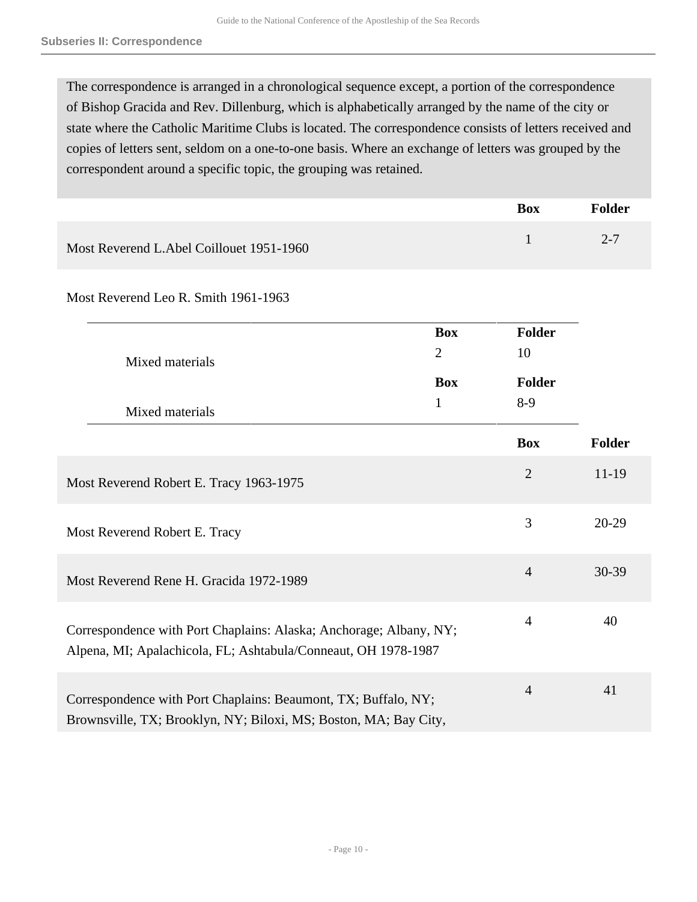### Subseries II: Correspondence

The correspondence is arranged in a chronological sequence except, a portion of the correspondence of Bishop Gracida and Rev. Dillenburg, which is alphabetically arranged by the name of the city or state where the Catholic Maritime Clubs is located. The correspondence consists of letters received and copies of letters sent, seldom on a one-to-one basis. Where an exchange of letters was grouped by the correspondent around a specific topic, the grouping was retained.

| | Box | Folder |
|---|---|---|
| Most Reverend L.Abel Coillouet 1951-1960 | 1 | 2-7 |

Most Reverend Leo R. Smith 1961-1963

| | Box | Folder |
|---|---|---|
| Mixed materials | 2 | 10 |
| Mixed materials | 1 | 8-9 |

| | Box | Folder |
|---|---|---|
| Most Reverend Robert E. Tracy 1963-1975 | 2 | 11-19 |
| Most Reverend Robert E. Tracy | 3 | 20-29 |
| Most Reverend Rene H. Gracida 1972-1989 | 4 | 30-39 |
| Correspondence with Port Chaplains: Alaska; Anchorage; Albany, NY; Alpena, MI; Apalachicola, FL; Ashtabula/Conneaut, OH 1978-1987 | 4 | 40 |
| Correspondence with Port Chaplains: Beaumont, TX; Buffalo, NY; Brownsville, TX; Brooklyn, NY; Biloxi, MS; Boston, MA; Bay City, | 4 | 41 |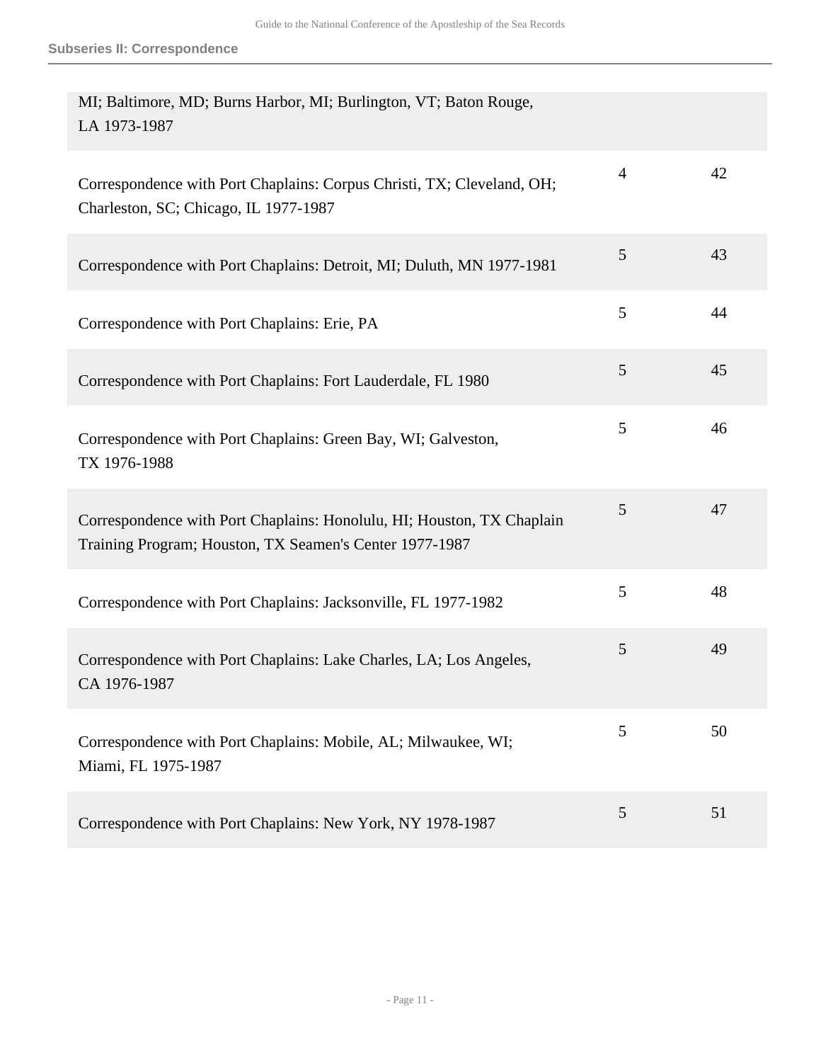| | | |
|---|---|---|
| MI; Baltimore, MD; Burns Harbor, MI; Burlington, VT; Baton Rouge, LA 1973-1987 | | |
| Correspondence with Port Chaplains: Corpus Christi, TX; Cleveland, OH; Charleston, SC; Chicago, IL 1977-1987 | 4 | 42 |
| Correspondence with Port Chaplains: Detroit, MI; Duluth, MN 1977-1981 | 5 | 43 |
| Correspondence with Port Chaplains: Erie, PA | 5 | 44 |
| Correspondence with Port Chaplains: Fort Lauderdale, FL 1980 | 5 | 45 |
| Correspondence with Port Chaplains: Green Bay, WI; Galveston, TX 1976-1988 | 5 | 46 |
| Correspondence with Port Chaplains: Honolulu, HI; Houston, TX Chaplain Training Program; Houston, TX Seamen's Center 1977-1987 | 5 | 47 |
| Correspondence with Port Chaplains: Jacksonville, FL 1977-1982 | 5 | 48 |
| Correspondence with Port Chaplains: Lake Charles, LA; Los Angeles, CA 1976-1987 | 5 | 49 |
| Correspondence with Port Chaplains: Mobile, AL; Milwaukee, WI; Miami, FL 1975-1987 | 5 | 50 |
| Correspondence with Port Chaplains: New York, NY 1978-1987 | 5 | 51 |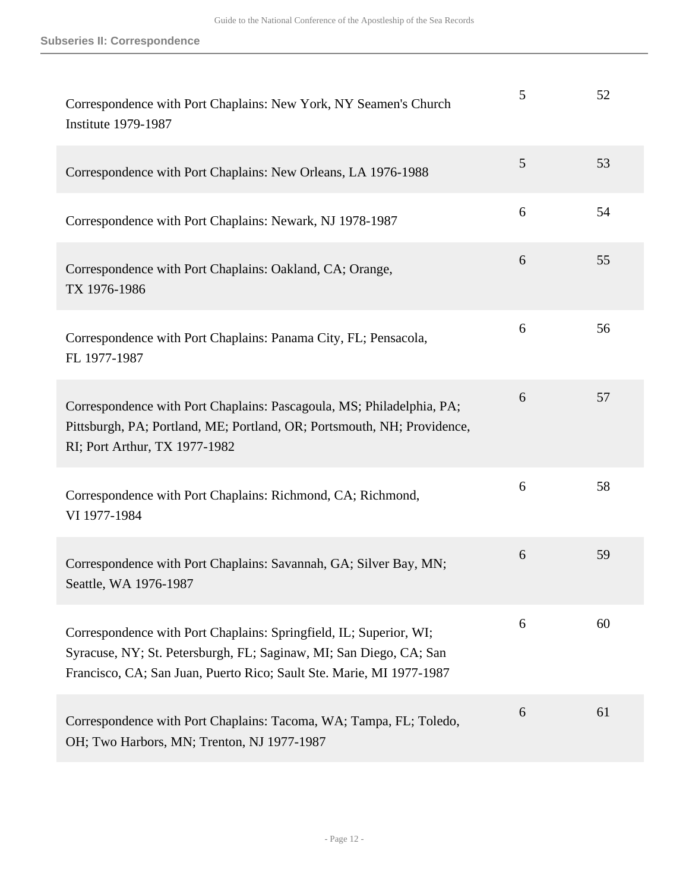| | | |
|---|---|---|
| Correspondence with Port Chaplains: New York, NY Seamen's Church Institute 1979-1987 | 5 | 52 |
| Correspondence with Port Chaplains: New Orleans, LA 1976-1988 | 5 | 53 |
| Correspondence with Port Chaplains: Newark, NJ 1978-1987 | 6 | 54 |
| Correspondence with Port Chaplains: Oakland, CA; Orange, TX 1976-1986 | 6 | 55 |
| Correspondence with Port Chaplains: Panama City, FL; Pensacola, FL 1977-1987 | 6 | 56 |
| Correspondence with Port Chaplains: Pascagoula, MS; Philadelphia, PA; Pittsburgh, PA; Portland, ME; Portland, OR; Portsmouth, NH; Providence, RI; Port Arthur, TX 1977-1982 | 6 | 57 |
| Correspondence with Port Chaplains: Richmond, CA; Richmond, VI 1977-1984 | 6 | 58 |
| Correspondence with Port Chaplains: Savannah, GA; Silver Bay, MN; Seattle, WA 1976-1987 | 6 | 59 |
| Correspondence with Port Chaplains: Springfield, IL; Superior, WI; Syracuse, NY; St. Petersburgh, FL; Saginaw, MI; San Diego, CA; San Francisco, CA; San Juan, Puerto Rico; Sault Ste. Marie, MI 1977-1987 | 6 | 60 |
| Correspondence with Port Chaplains: Tacoma, WA; Tampa, FL; Toledo, OH; Two Harbors, MN; Trenton, NJ 1977-1987 | 6 | 61 |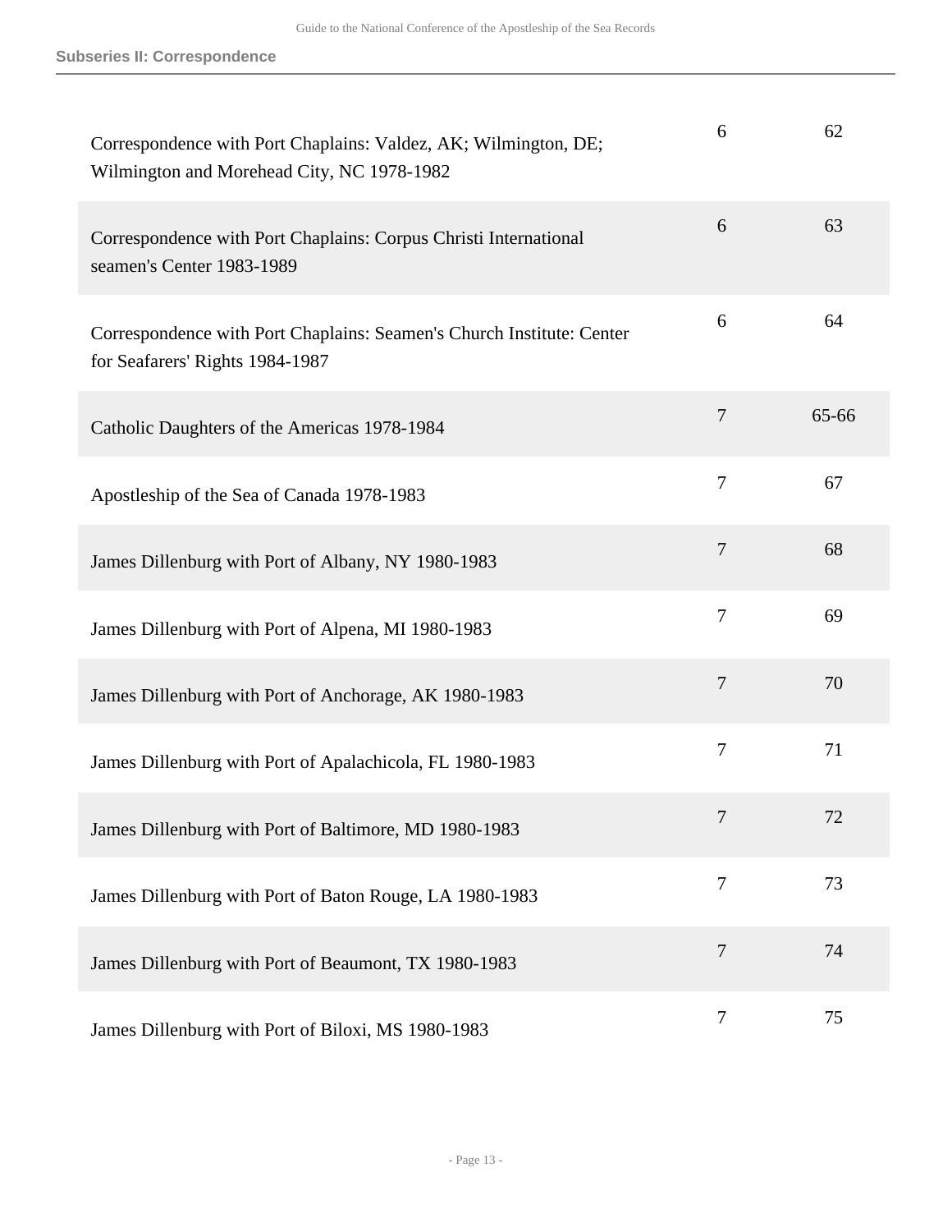| | | |
|---|---|---|
| Correspondence with Port Chaplains: Valdez, AK; Wilmington, DE; Wilmington and Morehead City, NC 1978-1982 | 6 | 62 |
| Correspondence with Port Chaplains: Corpus Christi International seamen's Center 1983-1989 | 6 | 63 |
| Correspondence with Port Chaplains: Seamen's Church Institute: Center for Seafarers' Rights 1984-1987 | 6 | 64 |
| Catholic Daughters of the Americas 1978-1984 | 7 | 65-66 |
| Apostleship of the Sea of Canada 1978-1983 | 7 | 67 |
| James Dillenburg with Port of Albany, NY 1980-1983 | 7 | 68 |
| James Dillenburg with Port of Alpena, MI 1980-1983 | 7 | 69 |
| James Dillenburg with Port of Anchorage, AK 1980-1983 | 7 | 70 |
| James Dillenburg with Port of Apalachicola, FL 1980-1983 | 7 | 71 |
| James Dillenburg with Port of Baltimore, MD 1980-1983 | 7 | 72 |
| James Dillenburg with Port of Baton Rouge, LA 1980-1983 | 7 | 73 |
| James Dillenburg with Port of Beaumont, TX 1980-1983 | 7 | 74 |
| James Dillenburg with Port of Biloxi, MS 1980-1983 | 7 | 75 |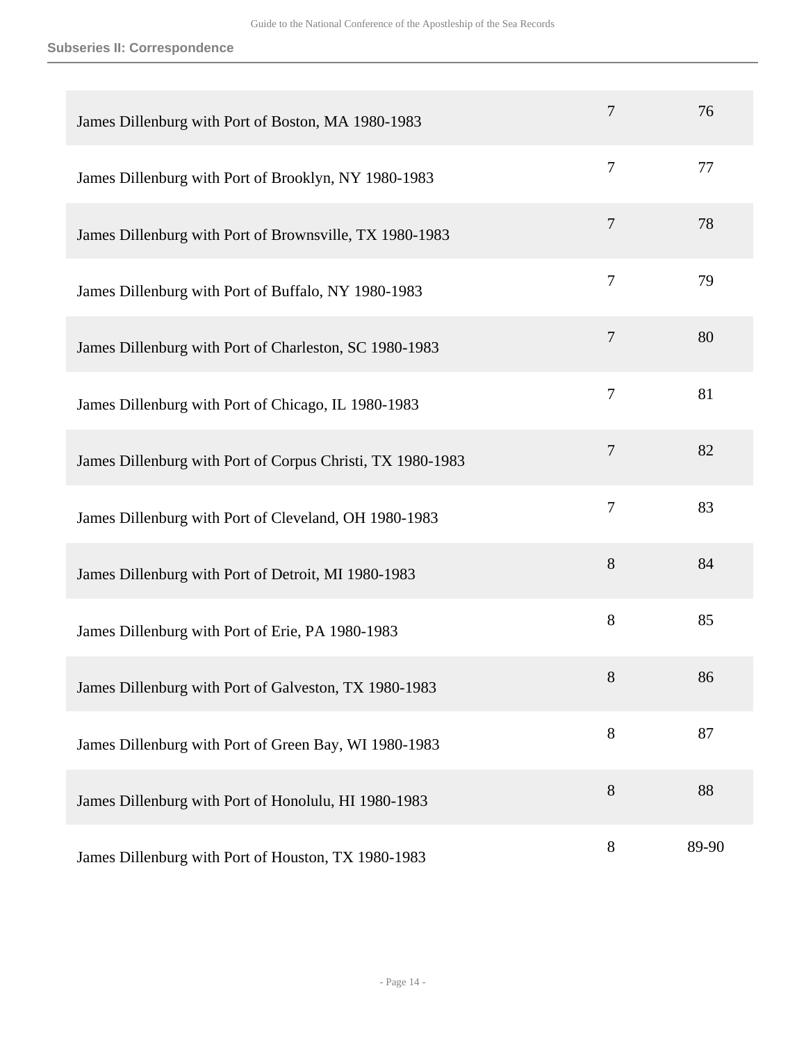| | | |
|---|---|---|
| James Dillenburg with Port of Boston, MA 1980-1983 | 7 | 76 |
| James Dillenburg with Port of Brooklyn, NY 1980-1983 | 7 | 77 |
| James Dillenburg with Port of Brownsville, TX 1980-1983 | 7 | 78 |
| James Dillenburg with Port of Buffalo, NY 1980-1983 | 7 | 79 |
| James Dillenburg with Port of Charleston, SC 1980-1983 | 7 | 80 |
| James Dillenburg with Port of Chicago, IL 1980-1983 | 7 | 81 |
| James Dillenburg with Port of Corpus Christi, TX 1980-1983 | 7 | 82 |
| James Dillenburg with Port of Cleveland, OH 1980-1983 | 7 | 83 |
| James Dillenburg with Port of Detroit, MI 1980-1983 | 8 | 84 |
| James Dillenburg with Port of Erie, PA 1980-1983 | 8 | 85 |
| James Dillenburg with Port of Galveston, TX 1980-1983 | 8 | 86 |
| James Dillenburg with Port of Green Bay, WI 1980-1983 | 8 | 87 |
| James Dillenburg with Port of Honolulu, HI 1980-1983 | 8 | 88 |
| James Dillenburg with Port of Houston, TX 1980-1983 | 8 | 89-90 |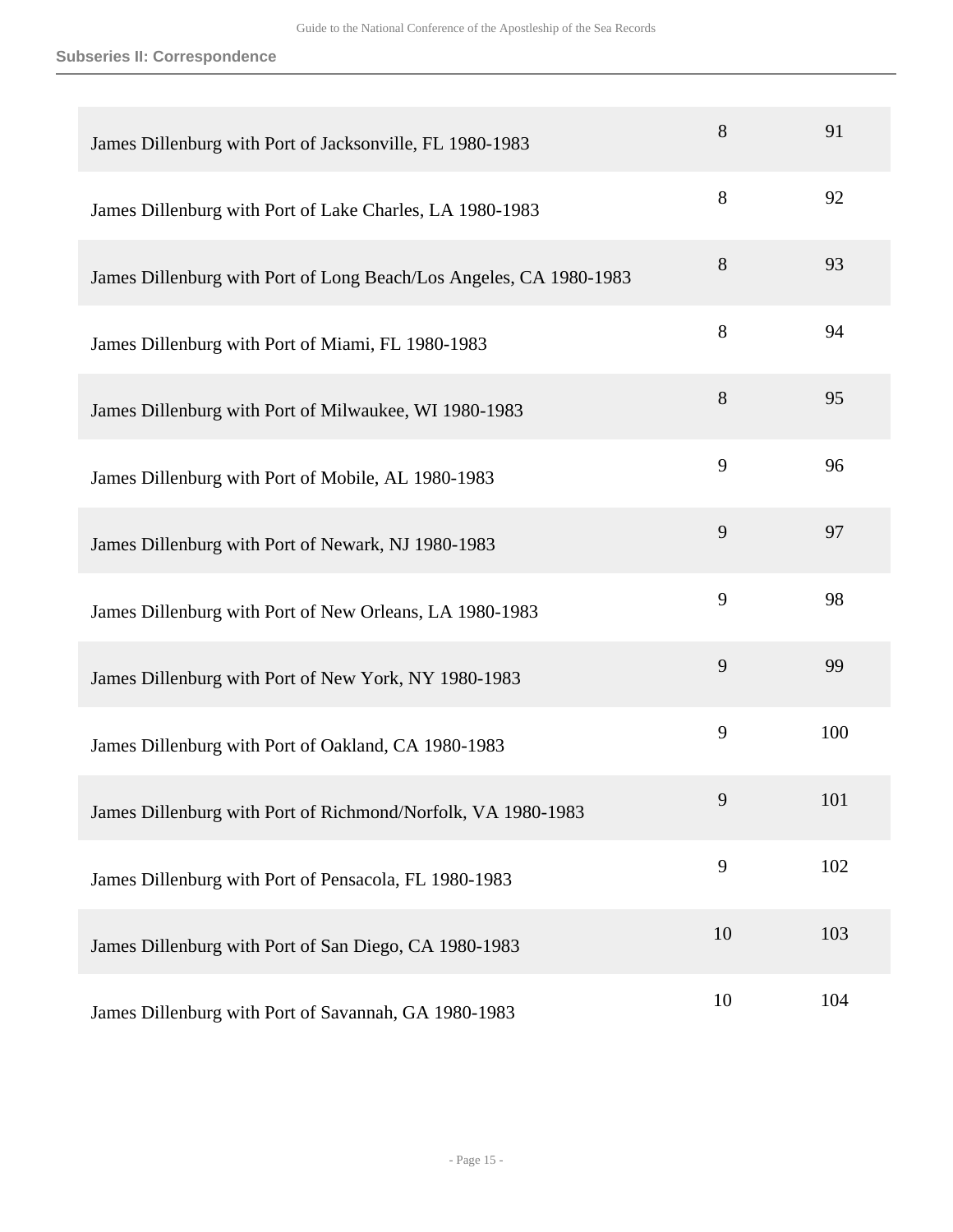**Subseries II: Correspondence**

| | | |
|---|---|---|
| James Dillenburg with Port of Jacksonville, FL 1980-1983 | 8 | 91 |
| James Dillenburg with Port of Lake Charles, LA 1980-1983 | 8 | 92 |
| James Dillenburg with Port of Long Beach/Los Angeles, CA 1980-1983 | 8 | 93 |
| James Dillenburg with Port of Miami, FL 1980-1983 | 8 | 94 |
| James Dillenburg with Port of Milwaukee, WI 1980-1983 | 8 | 95 |
| James Dillenburg with Port of Mobile, AL 1980-1983 | 9 | 96 |
| James Dillenburg with Port of Newark, NJ 1980-1983 | 9 | 97 |
| James Dillenburg with Port of New Orleans, LA 1980-1983 | 9 | 98 |
| James Dillenburg with Port of New York, NY 1980-1983 | 9 | 99 |
| James Dillenburg with Port of Oakland, CA 1980-1983 | 9 | 100 |
| James Dillenburg with Port of Richmond/Norfolk, VA 1980-1983 | 9 | 101 |
| James Dillenburg with Port of Pensacola, FL 1980-1983 | 9 | 102 |
| James Dillenburg with Port of San Diego, CA 1980-1983 | 10 | 103 |
| James Dillenburg with Port of Savannah, GA 1980-1983 | 10 | 104 |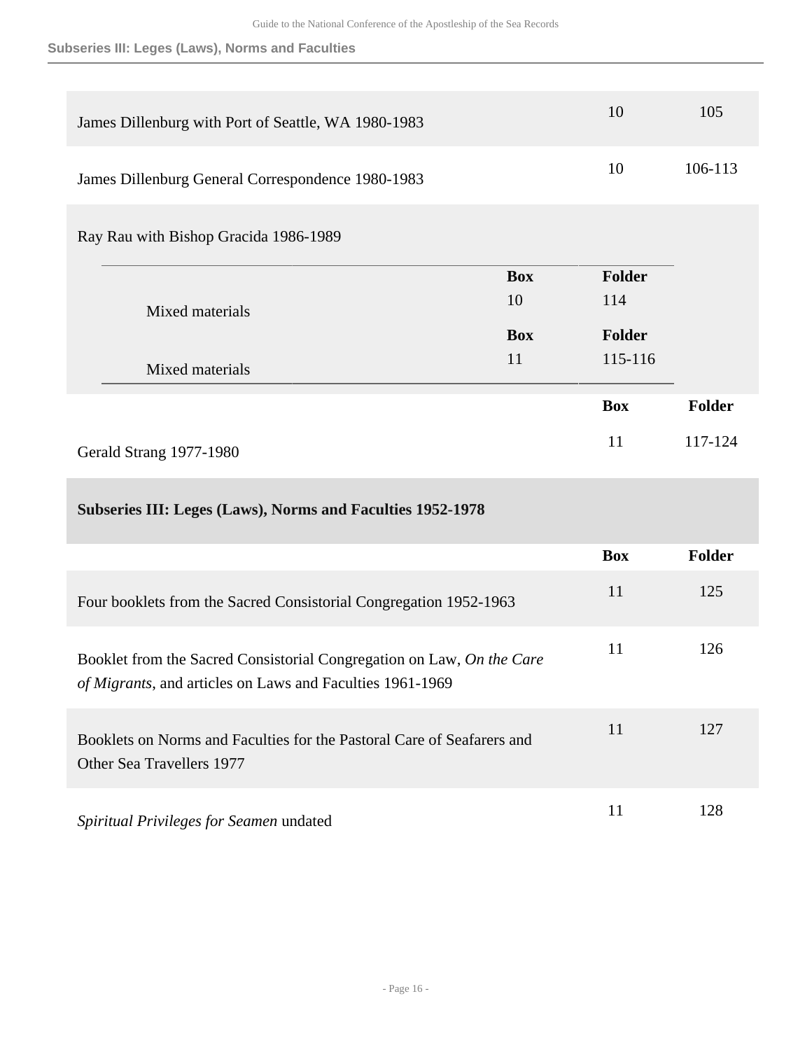| | Box | Folder |
|---|---|---|
| James Dillenburg with Port of Seattle, WA 1980-1983 | 10 | 105 |
| James Dillenburg General Correspondence 1980-1983 | 10 | 106-113 |

Ray Rau with Bishop Gracida 1986-1989

| | Box | Folder |
|---|---|---|
| Mixed materials | 10 | 114 |
| Mixed materials | 11 | 115-116 |

| | Box | Folder |
|---|---|---|
| Gerald Strang 1977-1980 | 11 | 117-124 |

### Subseries III: Leges (Laws), Norms and Faculties 1952-1978

| | Box | Folder |
|---|---|---|
| Four booklets from the Sacred Consistorial Congregation 1952-1963 | 11 | 125 |
| Booklet from the Sacred Consistorial Congregation on Law, *On the Care of Migrants*, and articles on Laws and Faculties 1961-1969 | 11 | 126 |
| Booklets on Norms and Faculties for the Pastoral Care of Seafarers and Other Sea Travellers 1977 | 11 | 127 |
| *Spiritual Privileges for Seamen* undated | 11 | 128 |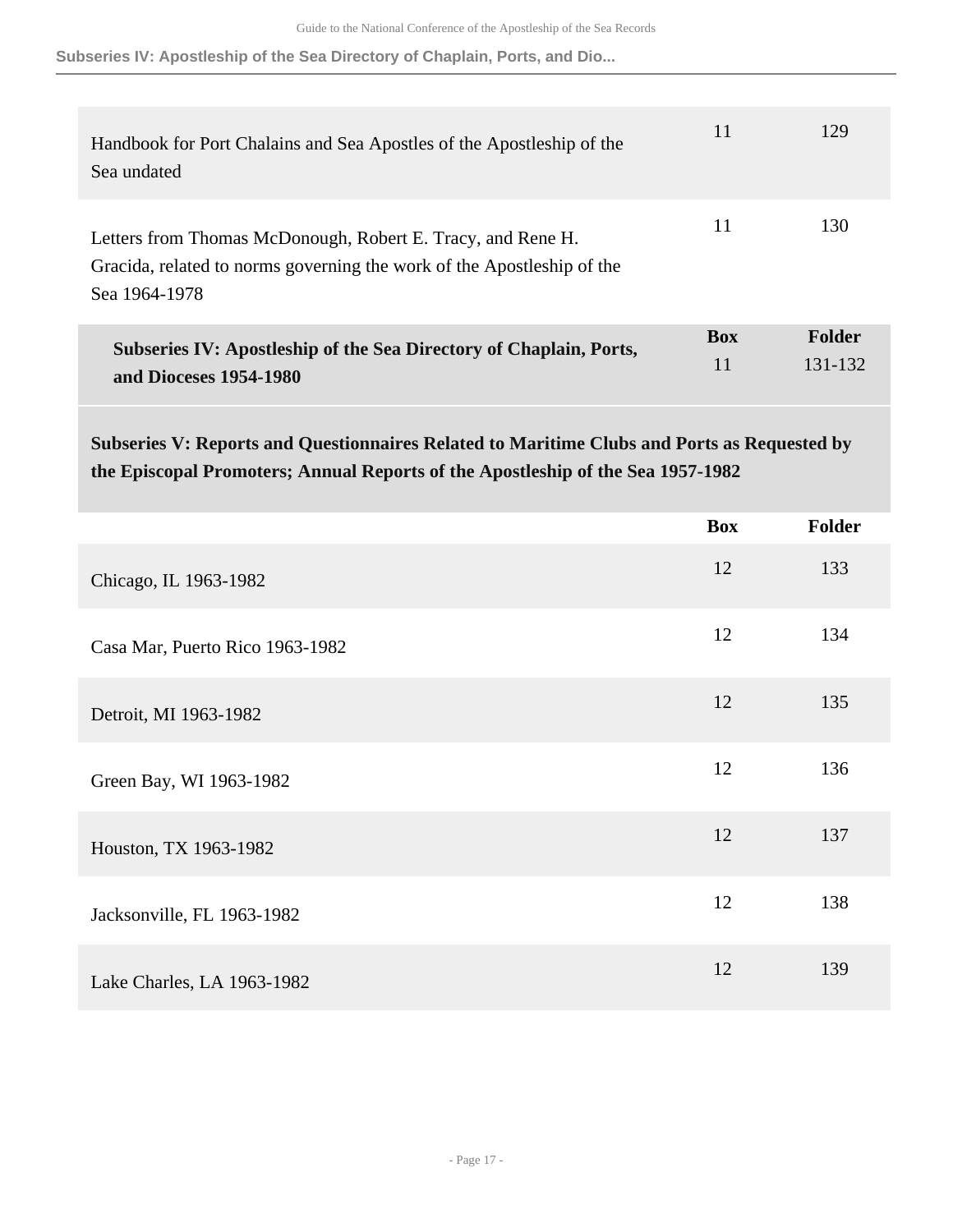| | Box | Folder |
|---|---|---|
| Handbook for Port Chalains and Sea Apostles of the Apostleship of the Sea undated | 11 | 129 |
| Letters from Thomas McDonough, Robert E. Tracy, and Rene H. Gracida, related to norms governing the work of the Apostleship of the Sea 1964-1978 | 11 | 130 |

| Subseries IV: Apostleship of the Sea Directory of Chaplain, Ports, and Dioceses 1954-1980 | Box | Folder |
|---|---|---|
| | 11 | 131-132 |

### Subseries V: Reports and Questionnaires Related to Maritime Clubs and Ports as Requested by the Episcopal Promoters; Annual Reports of the Apostleship of the Sea 1957-1982

| | Box | Folder |
|---|---|---|
| Chicago, IL 1963-1982 | 12 | 133 |
| Casa Mar, Puerto Rico 1963-1982 | 12 | 134 |
| Detroit, MI 1963-1982 | 12 | 135 |
| Green Bay, WI 1963-1982 | 12 | 136 |
| Houston, TX 1963-1982 | 12 | 137 |
| Jacksonville, FL 1963-1982 | 12 | 138 |
| Lake Charles, LA 1963-1982 | 12 | 139 |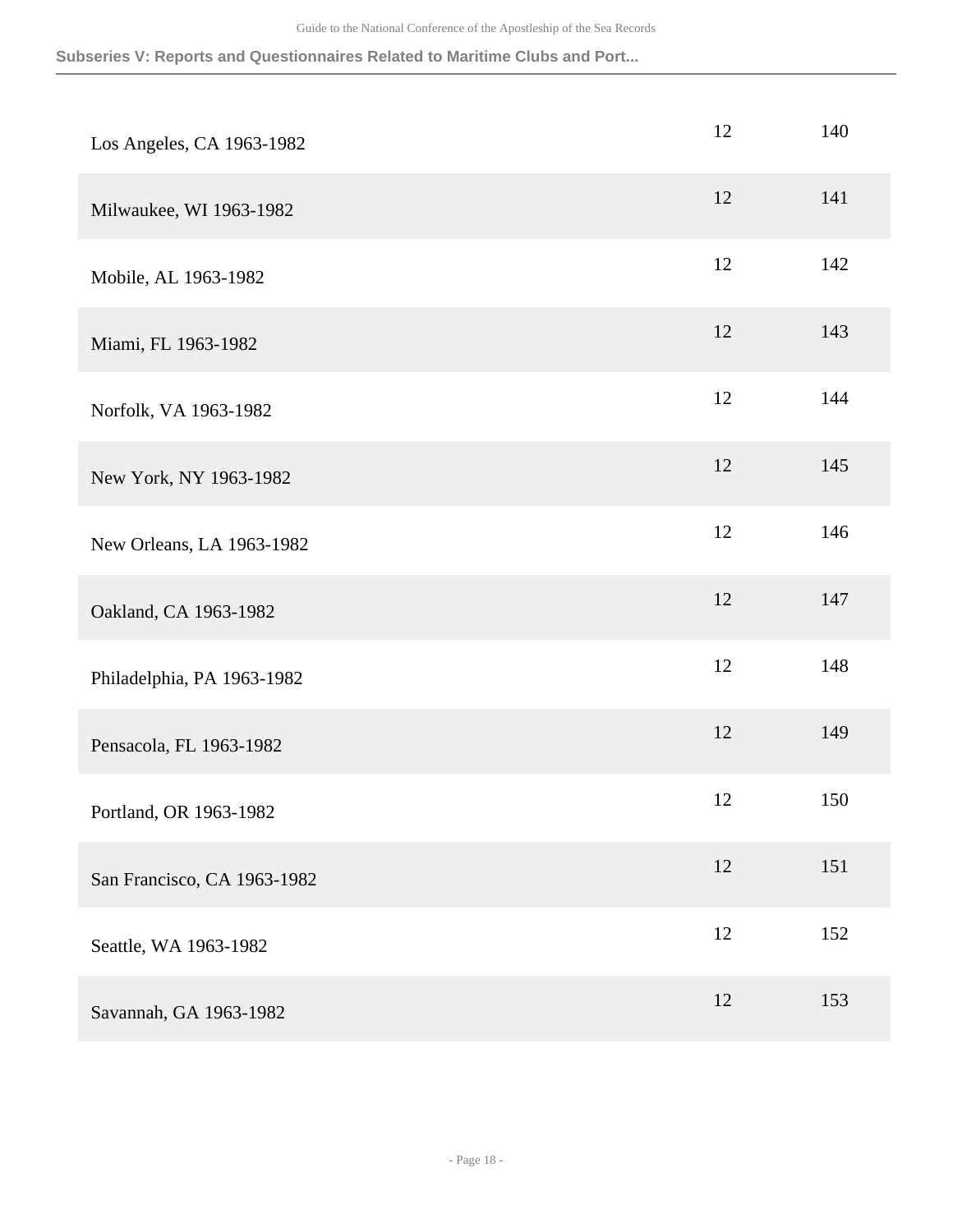| | | |
|---|---|---|
| Los Angeles, CA 1963-1982 | 12 | 140 |
| Milwaukee, WI 1963-1982 | 12 | 141 |
| Mobile, AL 1963-1982 | 12 | 142 |
| Miami, FL 1963-1982 | 12 | 143 |
| Norfolk, VA 1963-1982 | 12 | 144 |
| New York, NY 1963-1982 | 12 | 145 |
| New Orleans, LA 1963-1982 | 12 | 146 |
| Oakland, CA 1963-1982 | 12 | 147 |
| Philadelphia, PA 1963-1982 | 12 | 148 |
| Pensacola, FL 1963-1982 | 12 | 149 |
| Portland, OR 1963-1982 | 12 | 150 |
| San Francisco, CA 1963-1982 | 12 | 151 |
| Seattle, WA 1963-1982 | 12 | 152 |
| Savannah, GA 1963-1982 | 12 | 153 |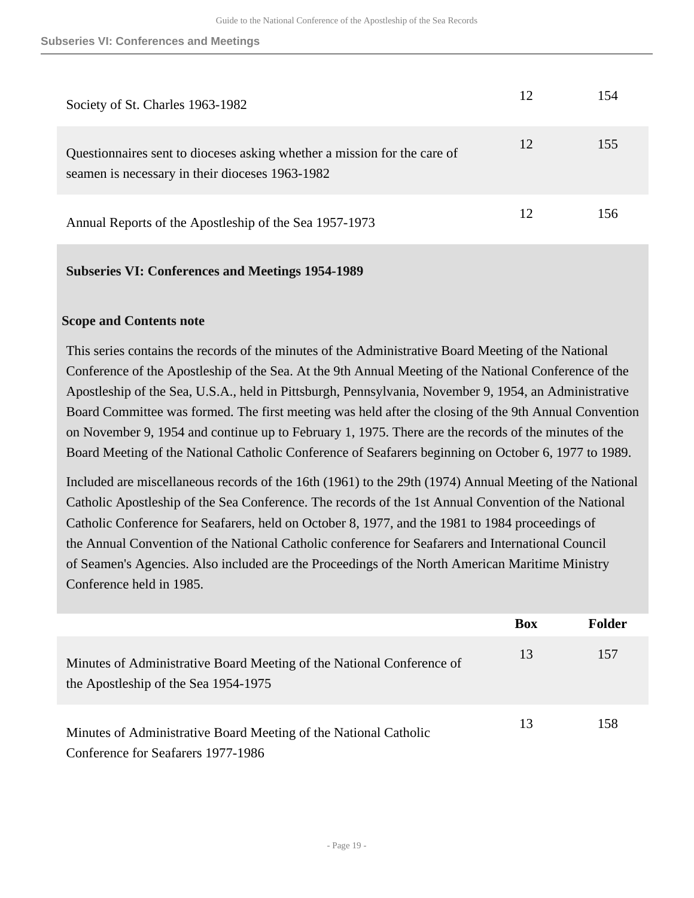| | Box | Folder |
|---|---|---|
| Society of St. Charles 1963-1982 | 12 | 154 |
| Questionnaires sent to dioceses asking whether a mission for the care of seamen is necessary in their dioceses 1963-1982 | 12 | 155 |
| Annual Reports of the Apostleship of the Sea 1957-1973 | 12 | 156 |

**Subseries VI: Conferences and Meetings 1954-1989**

**Scope and Contents note**

This series contains the records of the minutes of the Administrative Board Meeting of the National Conference of the Apostleship of the Sea. At the 9th Annual Meeting of the National Conference of the Apostleship of the Sea, U.S.A., held in Pittsburgh, Pennsylvania, November 9, 1954, an Administrative Board Committee was formed. The first meeting was held after the closing of the 9th Annual Convention on November 9, 1954 and continue up to February 1, 1975. There are the records of the minutes of the Board Meeting of the National Catholic Conference of Seafarers beginning on October 6, 1977 to 1989.

Included are miscellaneous records of the 16th (1961) to the 29th (1974) Annual Meeting of the National Catholic Apostleship of the Sea Conference. The records of the 1st Annual Convention of the National Catholic Conference for Seafarers, held on October 8, 1977, and the 1981 to 1984 proceedings of the Annual Convention of the National Catholic conference for Seafarers and International Council of Seamen's Agencies. Also included are the Proceedings of the North American Maritime Ministry Conference held in 1985.

| | Box | Folder |
|---|---|---|
| Minutes of Administrative Board Meeting of the National Conference of the Apostleship of the Sea 1954-1975 | 13 | 157 |
| Minutes of Administrative Board Meeting of the National Catholic Conference for Seafarers 1977-1986 | 13 | 158 |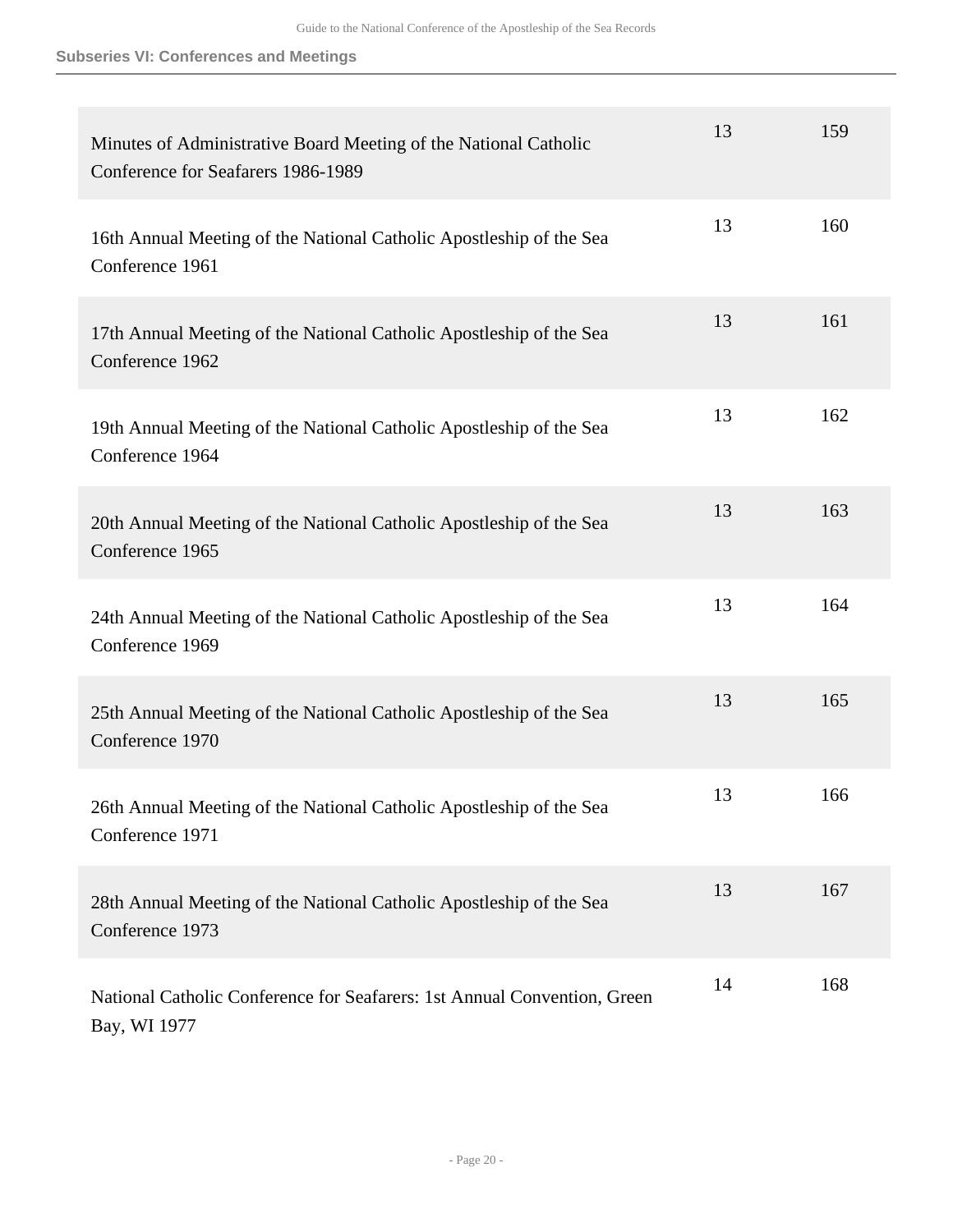| | | |
|---|---|---|
| Minutes of Administrative Board Meeting of the National Catholic Conference for Seafarers 1986-1989 | 13 | 159 |
| 16th Annual Meeting of the National Catholic Apostleship of the Sea Conference 1961 | 13 | 160 |
| 17th Annual Meeting of the National Catholic Apostleship of the Sea Conference 1962 | 13 | 161 |
| 19th Annual Meeting of the National Catholic Apostleship of the Sea Conference 1964 | 13 | 162 |
| 20th Annual Meeting of the National Catholic Apostleship of the Sea Conference 1965 | 13 | 163 |
| 24th Annual Meeting of the National Catholic Apostleship of the Sea Conference 1969 | 13 | 164 |
| 25th Annual Meeting of the National Catholic Apostleship of the Sea Conference 1970 | 13 | 165 |
| 26th Annual Meeting of the National Catholic Apostleship of the Sea Conference 1971 | 13 | 166 |
| 28th Annual Meeting of the National Catholic Apostleship of the Sea Conference 1973 | 13 | 167 |
| National Catholic Conference for Seafarers: 1st Annual Convention, Green Bay, WI 1977 | 14 | 168 |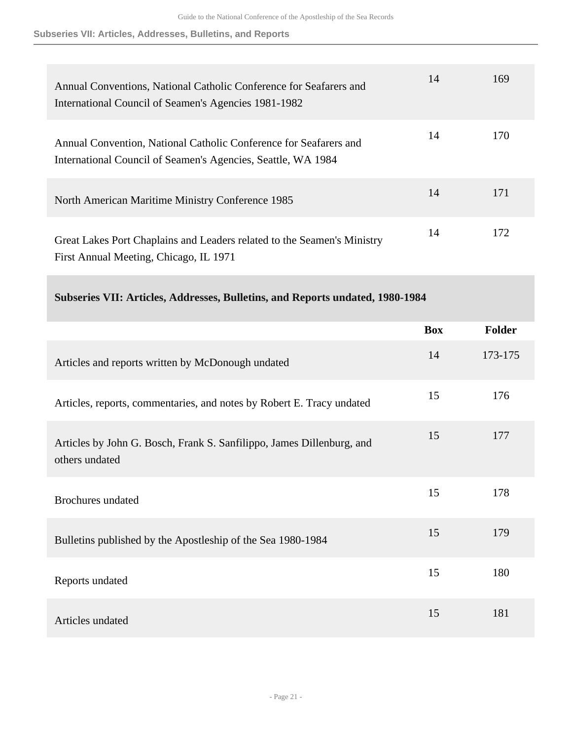| | Box | Folder |
|---|---|---|
| Annual Conventions, National Catholic Conference for Seafarers and International Council of Seamen's Agencies 1981-1982 | 14 | 169 |
| Annual Convention, National Catholic Conference for Seafarers and International Council of Seamen's Agencies, Seattle, WA 1984 | 14 | 170 |
| North American Maritime Ministry Conference 1985 | 14 | 171 |
| Great Lakes Port Chaplains and Leaders related to the Seamen's Ministry First Annual Meeting, Chicago, IL 1971 | 14 | 172 |

### Subseries VII: Articles, Addresses, Bulletins, and Reports undated, 1980-1984

| | Box | Folder |
|---|---|---|
| Articles and reports written by McDonough undated | 14 | 173-175 |
| Articles, reports, commentaries, and notes by Robert E. Tracy undated | 15 | 176 |
| Articles by John G. Bosch, Frank S. Sanfilippo, James Dillenburg, and others undated | 15 | 177 |
| Brochures undated | 15 | 178 |
| Bulletins published by the Apostleship of the Sea 1980-1984 | 15 | 179 |
| Reports undated | 15 | 180 |
| Articles undated | 15 | 181 |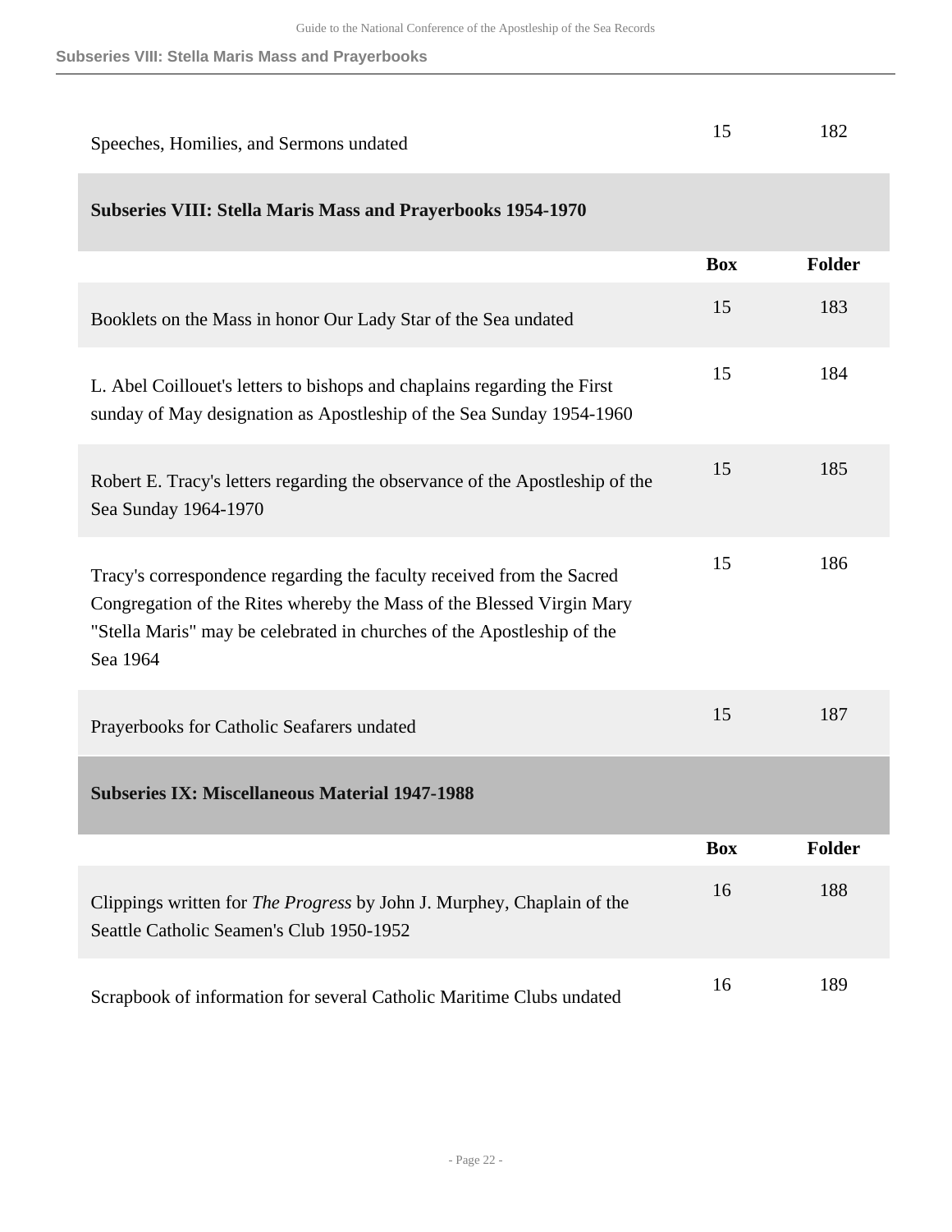| | Box | Folder |
|---|---|---|
| Speeches, Homilies, and Sermons undated | 15 | 182 |

## Subseries VIII: Stella Maris Mass and Prayerbooks 1954-1970

| | Box | Folder |
|---|---|---|
| Booklets on the Mass in honor Our Lady Star of the Sea undated | 15 | 183 |
| L. Abel Coillouet's letters to bishops and chaplains regarding the First sunday of May designation as Apostleship of the Sea Sunday 1954-1960 | 15 | 184 |
| Robert E. Tracy's letters regarding the observance of the Apostleship of the Sea Sunday 1964-1970 | 15 | 185 |
| Tracy's correspondence regarding the faculty received from the Sacred Congregation of the Rites whereby the Mass of the Blessed Virgin Mary "Stella Maris" may be celebrated in churches of the Apostleship of the Sea 1964 | 15 | 186 |
| Prayerbooks for Catholic Seafarers undated | 15 | 187 |

## Subseries IX: Miscellaneous Material 1947-1988

| | Box | Folder |
|---|---|---|
| Clippings written for *The Progress* by John J. Murphey, Chaplain of the Seattle Catholic Seamen's Club 1950-1952 | 16 | 188 |
| Scrapbook of information for several Catholic Maritime Clubs undated | 16 | 189 |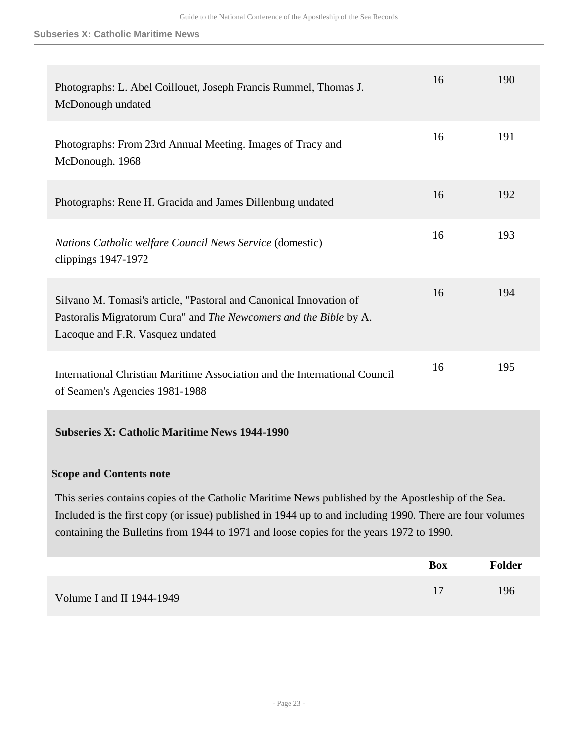| | Box | Folder |
|---|---|---|
| Photographs: L. Abel Coillouet, Joseph Francis Rummel, Thomas J. McDonough undated | 16 | 190 |
| Photographs: From 23rd Annual Meeting. Images of Tracy and McDonough. 1968 | 16 | 191 |
| Photographs: Rene H. Gracida and James Dillenburg undated | 16 | 192 |
| *Nations Catholic welfare Council News Service* (domestic) clippings 1947-1972 | 16 | 193 |
| Silvano M. Tomasi's article, "Pastoral and Canonical Innovation of Pastoralis Migratorum Cura" and *The Newcomers and the Bible* by A. Lacoque and F.R. Vasquez undated | 16 | 194 |
| International Christian Maritime Association and the International Council of Seamen's Agencies 1981-1988 | 16 | 195 |

## Subseries X: Catholic Maritime News 1944-1990

### Scope and Contents note

This series contains copies of the Catholic Maritime News published by the Apostleship of the Sea. Included is the first copy (or issue) published in 1944 up to and including 1990. There are four volumes containing the Bulletins from 1944 to 1971 and loose copies for the years 1972 to 1990.

| | Box | Folder |
|---|---|---|
| Volume I and II 1944-1949 | 17 | 196 |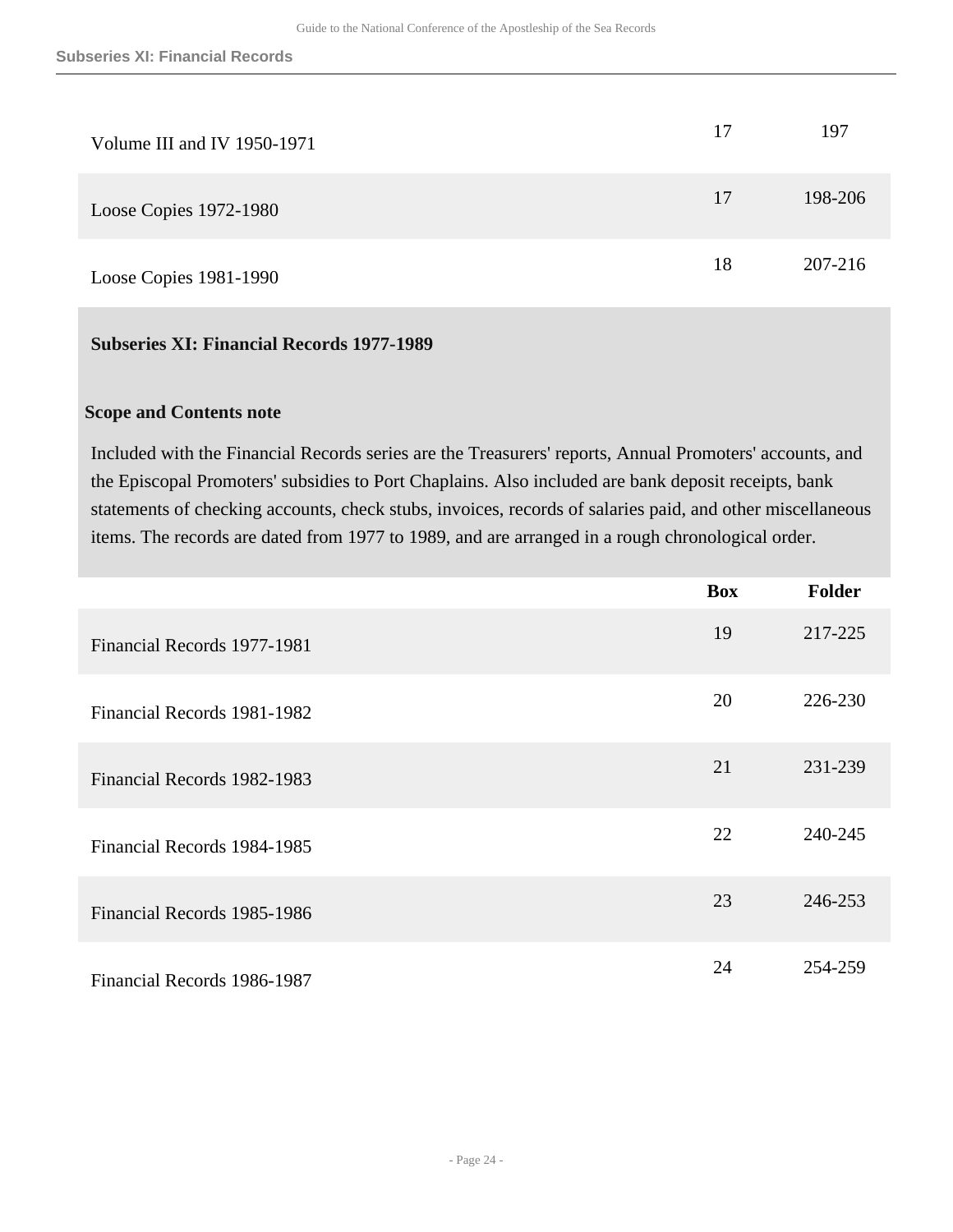| | Box | Folder |
|---|---|---|
| Volume III and IV 1950-1971 | 17 | 197 |
| Loose Copies 1972-1980 | 17 | 198-206 |
| Loose Copies 1981-1990 | 18 | 207-216 |

### Subseries XI: Financial Records 1977-1989

**Scope and Contents note**

Included with the Financial Records series are the Treasurers' reports, Annual Promoters' accounts, and the Episcopal Promoters' subsidies to Port Chaplains. Also included are bank deposit receipts, bank statements of checking accounts, check stubs, invoices, records of salaries paid, and other miscellaneous items. The records are dated from 1977 to 1989, and are arranged in a rough chronological order.

| | Box | Folder |
|---|---|---|
| Financial Records 1977-1981 | 19 | 217-225 |
| Financial Records 1981-1982 | 20 | 226-230 |
| Financial Records 1982-1983 | 21 | 231-239 |
| Financial Records 1984-1985 | 22 | 240-245 |
| Financial Records 1985-1986 | 23 | 246-253 |
| Financial Records 1986-1987 | 24 | 254-259 |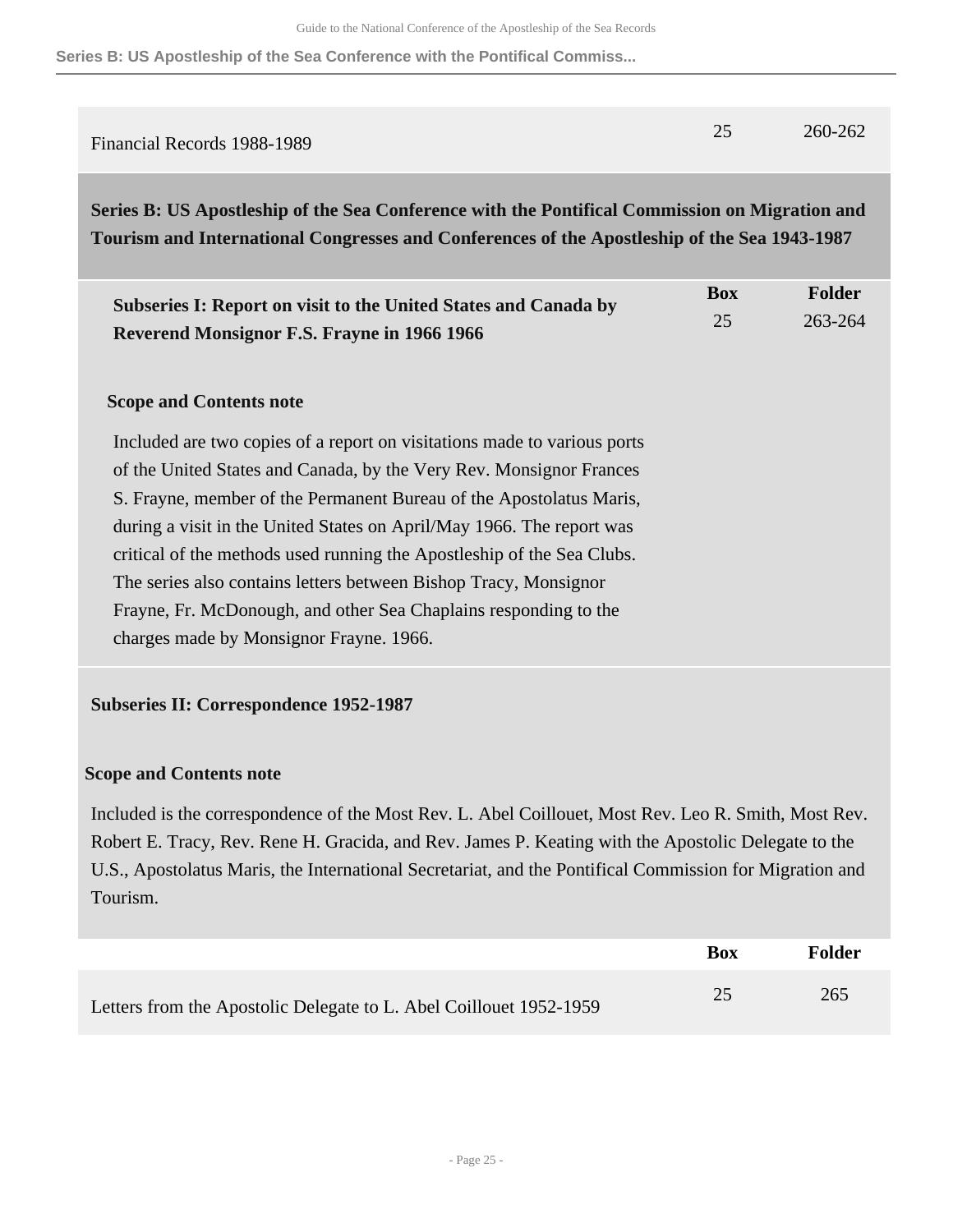| | Box | Folder |
|---|---|---|
| Financial Records 1988-1989 | 25 | 260-262 |

## Series B: US Apostleship of the Sea Conference with the Pontifical Commission on Migration and Tourism and International Congresses and Conferences of the Apostleship of the Sea 1943-1987

| | Box | Folder |
|---|---|---|
| **Subseries I: Report on visit to the United States and Canada by Reverend Monsignor F.S. Frayne in 1966 1966** | 25 | 263-264 |

**Scope and Contents note**

Included are two copies of a report on visitations made to various ports of the United States and Canada, by the Very Rev. Monsignor Frances S. Frayne, member of the Permanent Bureau of the Apostolatus Maris, during a visit in the United States on April/May 1966. The report was critical of the methods used running the Apostleship of the Sea Clubs. The series also contains letters between Bishop Tracy, Monsignor Frayne, Fr. McDonough, and other Sea Chaplains responding to the charges made by Monsignor Frayne. 1966.

### Subseries II: Correspondence 1952-1987

**Scope and Contents note**

Included is the correspondence of the Most Rev. L. Abel Coillouet, Most Rev. Leo R. Smith, Most Rev. Robert E. Tracy, Rev. Rene H. Gracida, and Rev. James P. Keating with the Apostolic Delegate to the U.S., Apostolatus Maris, the International Secretariat, and the Pontifical Commission for Migration and Tourism.

| | Box | Folder |
|---|---|---|
| Letters from the Apostolic Delegate to L. Abel Coillouet 1952-1959 | 25 | 265 |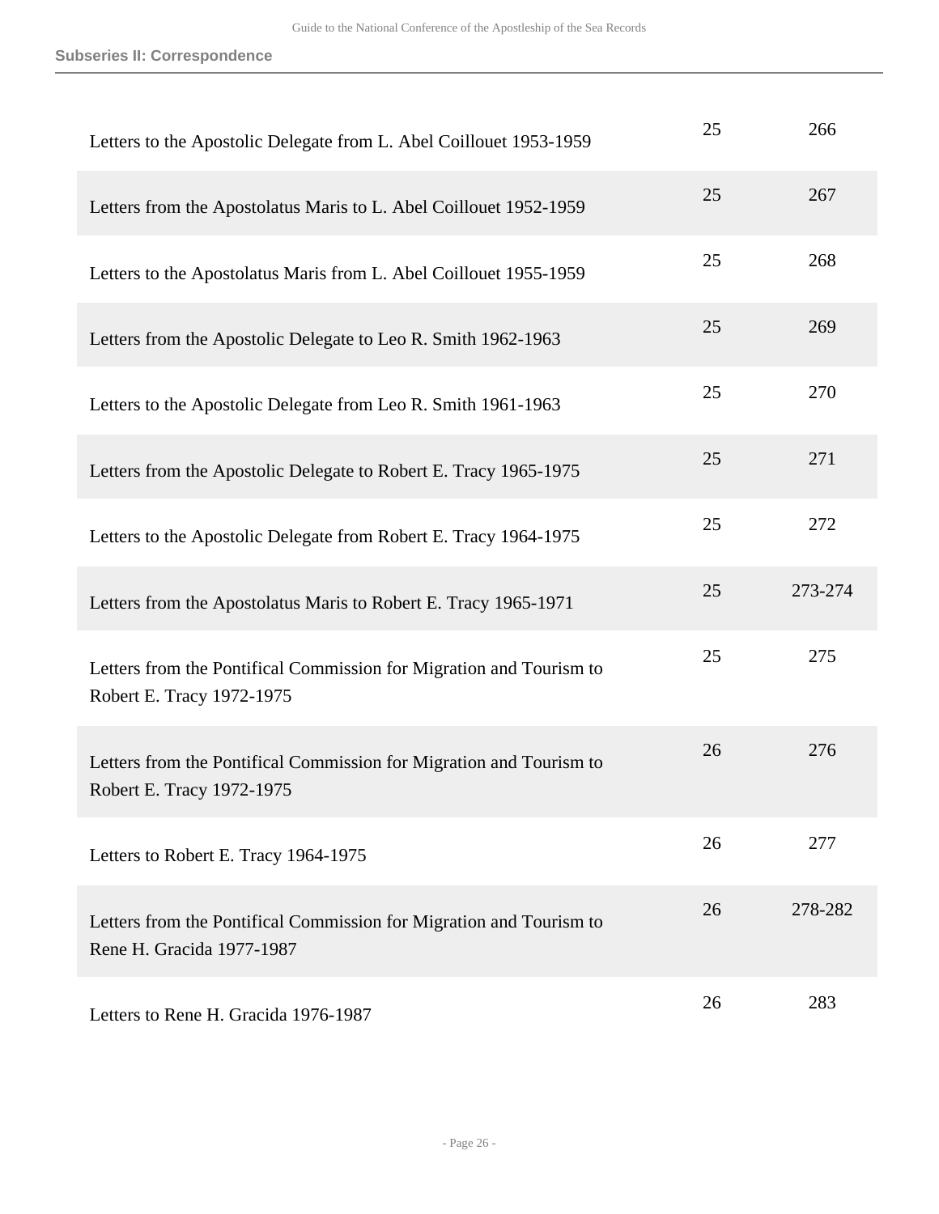## Subseries II: Correspondence

| | | |
|---|---|---|
| Letters to the Apostolic Delegate from L. Abel Coillouet 1953-1959 | 25 | 266 |
| Letters from the Apostolatus Maris to L. Abel Coillouet 1952-1959 | 25 | 267 |
| Letters to the Apostolatus Maris from L. Abel Coillouet 1955-1959 | 25 | 268 |
| Letters from the Apostolic Delegate to Leo R. Smith 1962-1963 | 25 | 269 |
| Letters to the Apostolic Delegate from Leo R. Smith 1961-1963 | 25 | 270 |
| Letters from the Apostolic Delegate to Robert E. Tracy 1965-1975 | 25 | 271 |
| Letters to the Apostolic Delegate from Robert E. Tracy 1964-1975 | 25 | 272 |
| Letters from the Apostolatus Maris to Robert E. Tracy 1965-1971 | 25 | 273-274 |
| Letters from the Pontifical Commission for Migration and Tourism to Robert E. Tracy 1972-1975 | 25 | 275 |
| Letters from the Pontifical Commission for Migration and Tourism to Robert E. Tracy 1972-1975 | 26 | 276 |
| Letters to Robert E. Tracy 1964-1975 | 26 | 277 |
| Letters from the Pontifical Commission for Migration and Tourism to Rene H. Gracida 1977-1987 | 26 | 278-282 |
| Letters to Rene H. Gracida 1976-1987 | 26 | 283 |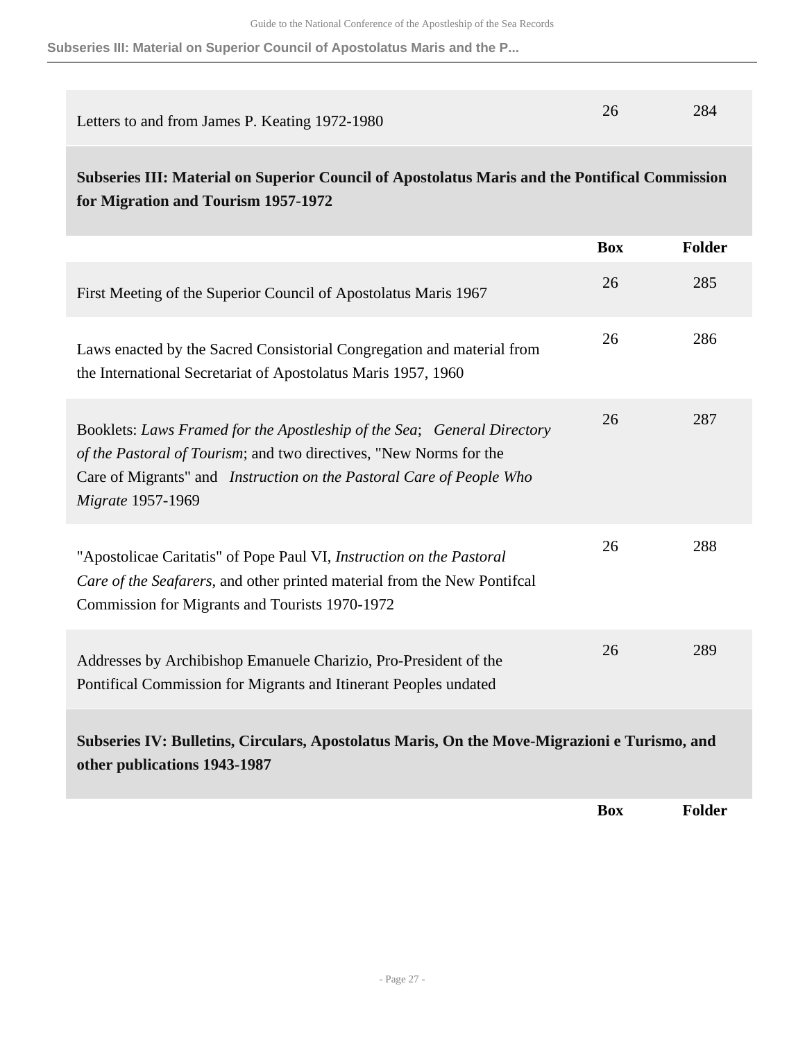| | Box | Folder |
|---|---|---|
| Letters to and from James P. Keating 1972-1980 | 26 | 284 |

## Subseries III: Material on Superior Council of Apostolatus Maris and the Pontifical Commission for Migration and Tourism 1957-1972

| | Box | Folder |
|---|---|---|
| First Meeting of the Superior Council of Apostolatus Maris 1967 | 26 | 285 |
| Laws enacted by the Sacred Consistorial Congregation and material from the International Secretariat of Apostolatus Maris 1957, 1960 | 26 | 286 |
| Booklets: *Laws Framed for the Apostleship of the Sea*; *General Directory of the Pastoral of Tourism*; and two directives, "New Norms for the Care of Migrants" and *Instruction on the Pastoral Care of People Who Migrate* 1957-1969 | 26 | 287 |
| "Apostolicae Caritatis" of Pope Paul VI, *Instruction on the Pastoral Care of the Seafarers*, and other printed material from the New Pontifcal Commission for Migrants and Tourists 1970-1972 | 26 | 288 |
| Addresses by Archibishop Emanuele Charizio, Pro-President of the Pontifical Commission for Migrants and Itinerant Peoples undated | 26 | 289 |

## Subseries IV: Bulletins, Circulars, Apostolatus Maris, On the Move-Migrazioni e Turismo, and other publications 1943-1987

| | Box | Folder |
|---|---|---|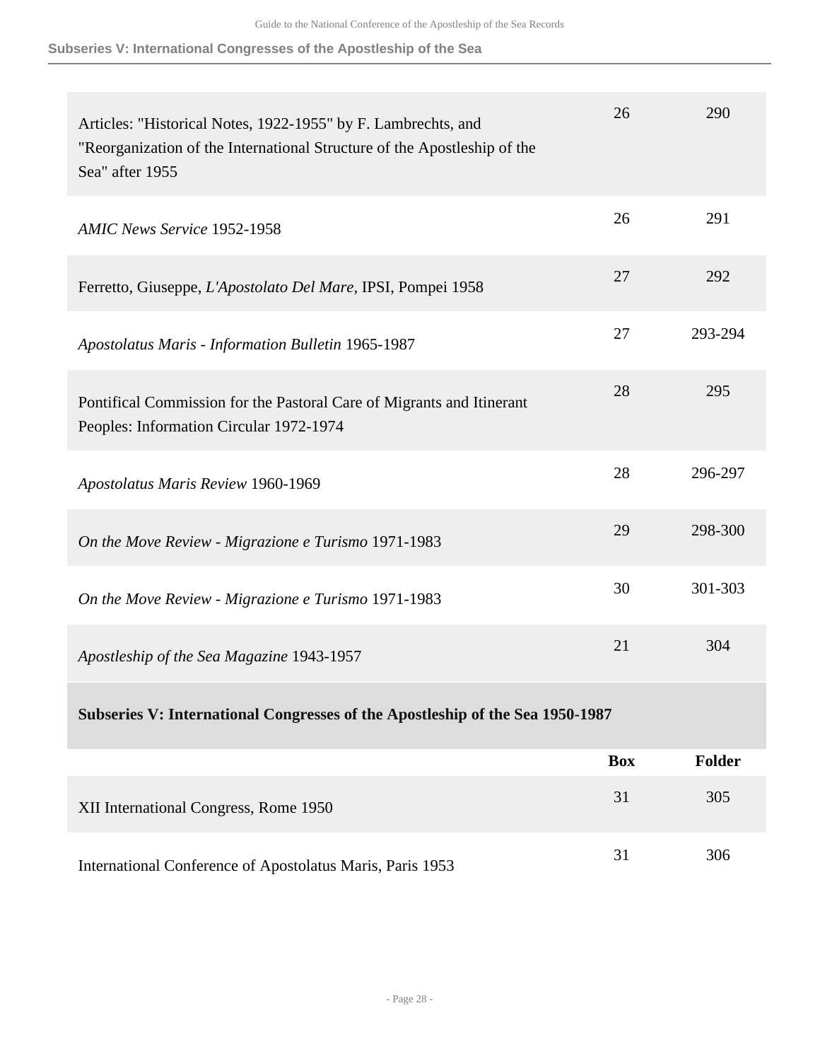| | Box | Folder |
|---|---|---|
| Articles: "Historical Notes, 1922-1955" by F. Lambrechts, and "Reorganization of the International Structure of the Apostleship of the Sea" after 1955 | 26 | 290 |
| *AMIC News Service* 1952-1958 | 26 | 291 |
| Ferretto, Giuseppe, *L'Apostolato Del Mare*, IPSI, Pompei 1958 | 27 | 292 |
| *Apostolatus Maris - Information Bulletin* 1965-1987 | 27 | 293-294 |
| Pontifical Commission for the Pastoral Care of Migrants and Itinerant Peoples: Information Circular 1972-1974 | 28 | 295 |
| *Apostolatus Maris Review* 1960-1969 | 28 | 296-297 |
| *On the Move Review - Migrazione e Turismo* 1971-1983 | 29 | 298-300 |
| *On the Move Review - Migrazione e Turismo* 1971-1983 | 30 | 301-303 |
| *Apostleship of the Sea Magazine* 1943-1957 | 21 | 304 |

## Subseries V: International Congresses of the Apostleship of the Sea 1950-1987

| | Box | Folder |
|---|---|---|
| XII International Congress, Rome 1950 | 31 | 305 |
| International Conference of Apostolatus Maris, Paris 1953 | 31 | 306 |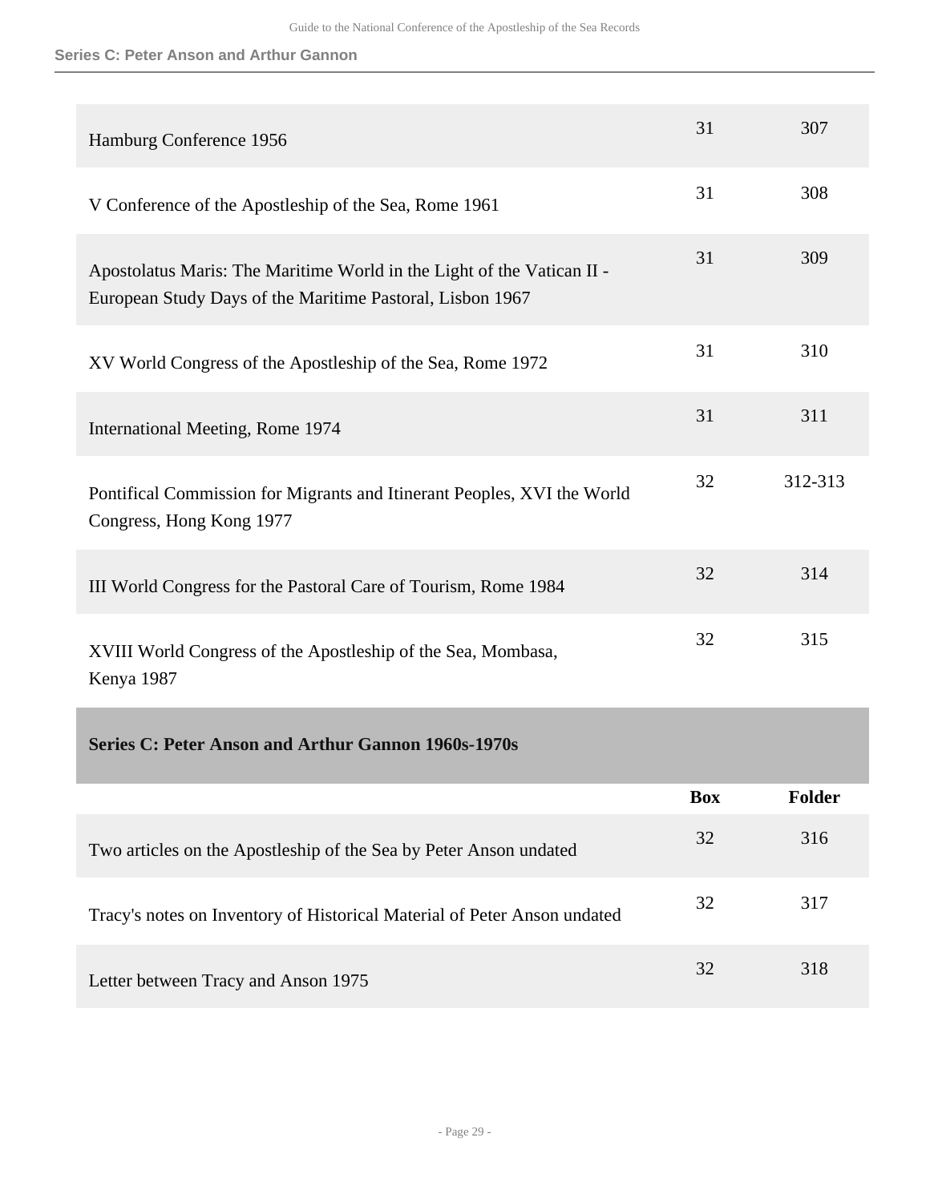| | | |
|---|---|---|
| Hamburg Conference 1956 | 31 | 307 |
| V Conference of the Apostleship of the Sea, Rome 1961 | 31 | 308 |
| Apostolatus Maris: The Maritime World in the Light of the Vatican II - European Study Days of the Maritime Pastoral, Lisbon 1967 | 31 | 309 |
| XV World Congress of the Apostleship of the Sea, Rome 1972 | 31 | 310 |
| International Meeting, Rome 1974 | 31 | 311 |
| Pontifical Commission for Migrants and Itinerant Peoples, XVI the World Congress, Hong Kong 1977 | 32 | 312-313 |
| III World Congress for the Pastoral Care of Tourism, Rome 1984 | 32 | 314 |
| XVIII World Congress of the Apostleship of the Sea, Mombasa, Kenya 1987 | 32 | 315 |

## Series C: Peter Anson and Arthur Gannon 1960s-1970s

| | Box | Folder |
|---|---|---|
| Two articles on the Apostleship of the Sea by Peter Anson undated | 32 | 316 |
| Tracy's notes on Inventory of Historical Material of Peter Anson undated | 32 | 317 |
| Letter between Tracy and Anson 1975 | 32 | 318 |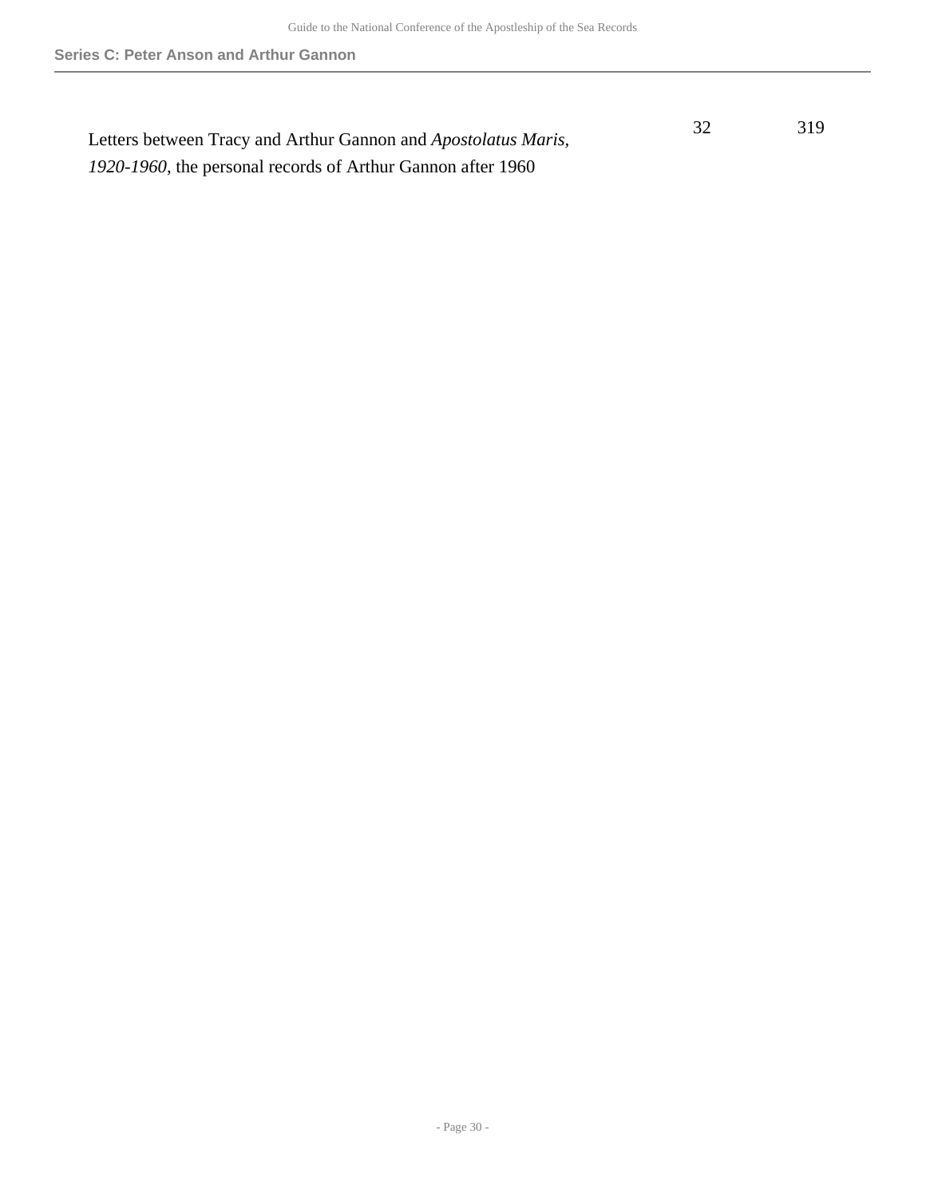| | | |
|---|---|---|
| Letters between Tracy and Arthur Gannon and *Apostolatus Maris, 1920-1960*, the personal records of Arthur Gannon after 1960 | 32 | 319 |